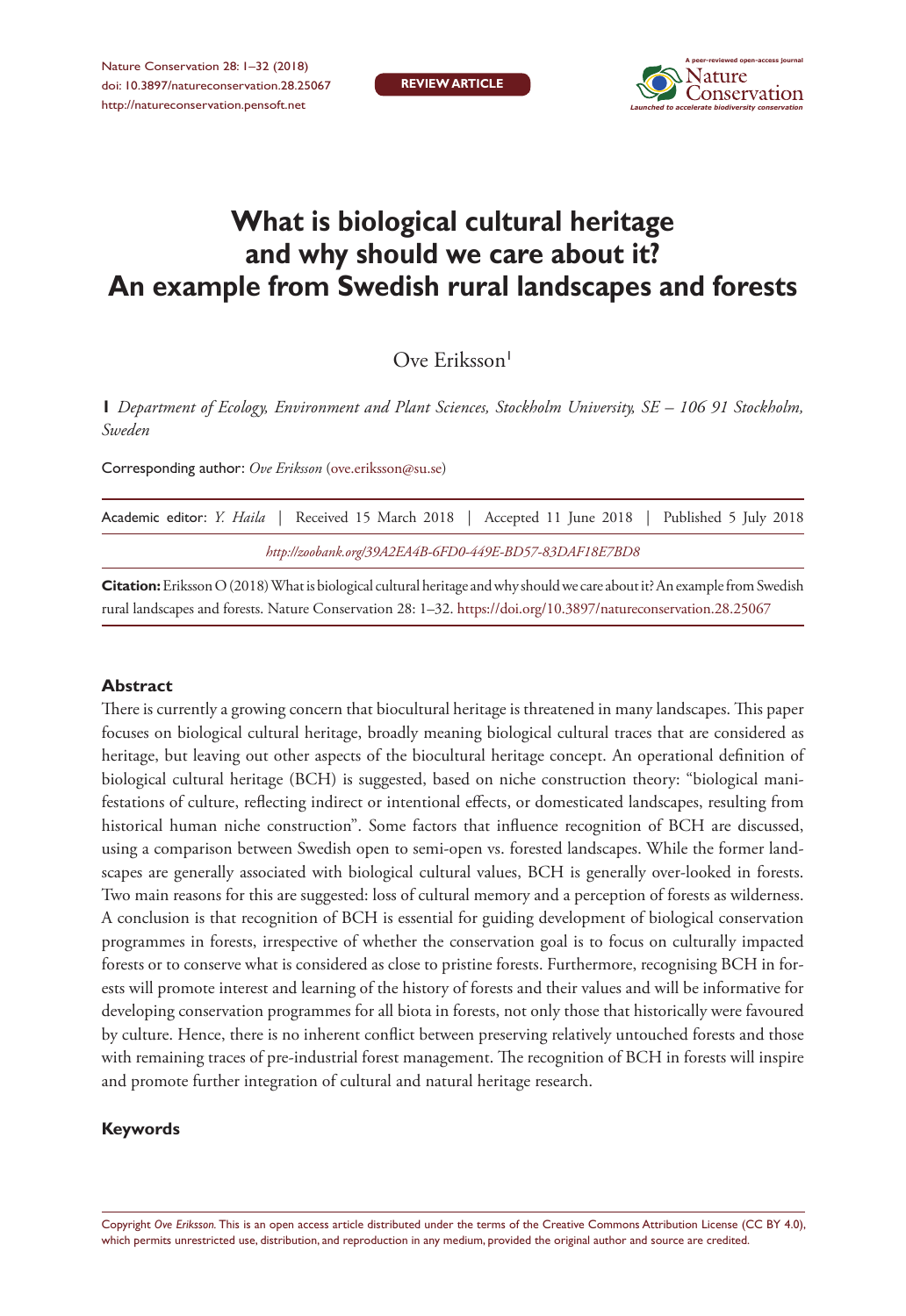# What is biological cultural heritage and why should we care about it? An example from Swedish rural landscapes and forests

Ove Eriksson[1]

[1] *Department of Ecology, Environment and Plant Sciences, Stockholm University, SE – 106 91 Stockholm, Sweden*

Corresponding author: *Ove Eriksson* (ove.eriksson@su.se)

Academic editor: *Y. Haila* | Received 15 March 2018 | Accepted 11 June 2018 | Published 5 July 2018

*http://zoobank.org/39A2EA4B-6FD0-449E-BD57-83DAF18E7BD8*

**Citation:** Eriksson O (2018) What is biological cultural heritage and why should we care about it? An example from Swedish rural landscapes and forests. Nature Conservation 28: 1–32. https://doi.org/10.3897/natureconservation.28.25067

## Abstract

There is currently a growing concern that biocultural heritage is threatened in many landscapes. This paper focuses on biological cultural heritage, broadly meaning biological cultural traces that are considered as heritage, but leaving out other aspects of the biocultural heritage concept. An operational definition of biological cultural heritage (BCH) is suggested, based on niche construction theory: "biological manifestations of culture, reflecting indirect or intentional effects, or domesticated landscapes, resulting from historical human niche construction". Some factors that influence recognition of BCH are discussed, using a comparison between Swedish open to semi-open vs. forested landscapes. While the former landscapes are generally associated with biological cultural values, BCH is generally over-looked in forests. Two main reasons for this are suggested: loss of cultural memory and a perception of forests as wilderness. A conclusion is that recognition of BCH is essential for guiding development of biological conservation programmes in forests, irrespective of whether the conservation goal is to focus on culturally impacted forests or to conserve what is considered as close to pristine forests. Furthermore, recognising BCH in forests will promote interest and learning of the history of forests and their values and will be informative for developing conservation programmes for all biota in forests, not only those that historically were favoured by culture. Hence, there is no inherent conflict between preserving relatively untouched forests and those with remaining traces of pre-industrial forest management. The recognition of BCH in forests will inspire and promote further integration of cultural and natural heritage research.

## Keywords

Copyright *Ove Eriksson.* This is an open access article distributed under the terms of the Creative Commons Attribution License (CC BY 4.0), which permits unrestricted use, distribution, and reproduction in any medium, provided the original author and source are credited.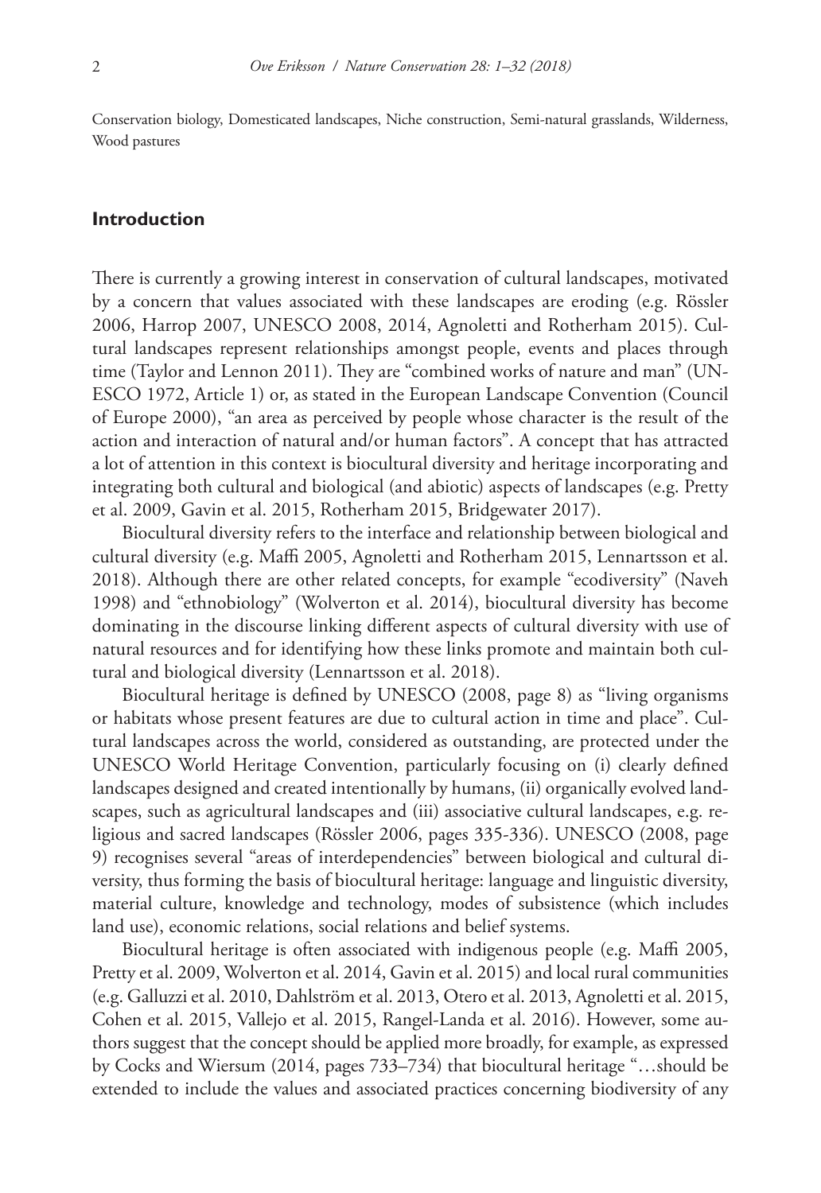Conservation biology, Domesticated landscapes, Niche construction, Semi-natural grasslands, Wilderness, Wood pastures

## Introduction

There is currently a growing interest in conservation of cultural landscapes, motivated by a concern that values associated with these landscapes are eroding (e.g. Rössler 2006, Harrop 2007, UNESCO 2008, 2014, Agnoletti and Rotherham 2015). Cultural landscapes represent relationships amongst people, events and places through time (Taylor and Lennon 2011). They are "combined works of nature and man" (UNESCO 1972, Article 1) or, as stated in the European Landscape Convention (Council of Europe 2000), "an area as perceived by people whose character is the result of the action and interaction of natural and/or human factors". A concept that has attracted a lot of attention in this context is biocultural diversity and heritage incorporating and integrating both cultural and biological (and abiotic) aspects of landscapes (e.g. Pretty et al. 2009, Gavin et al. 2015, Rotherham 2015, Bridgewater 2017).

Biocultural diversity refers to the interface and relationship between biological and cultural diversity (e.g. Maffi 2005, Agnoletti and Rotherham 2015, Lennartsson et al. 2018). Although there are other related concepts, for example "ecodiversity" (Naveh 1998) and "ethnobiology" (Wolverton et al. 2014), biocultural diversity has become dominating in the discourse linking different aspects of cultural diversity with use of natural resources and for identifying how these links promote and maintain both cultural and biological diversity (Lennartsson et al. 2018).

Biocultural heritage is defined by UNESCO (2008, page 8) as "living organisms or habitats whose present features are due to cultural action in time and place". Cultural landscapes across the world, considered as outstanding, are protected under the UNESCO World Heritage Convention, particularly focusing on (i) clearly defined landscapes designed and created intentionally by humans, (ii) organically evolved landscapes, such as agricultural landscapes and (iii) associative cultural landscapes, e.g. religious and sacred landscapes (Rössler 2006, pages 335-336). UNESCO (2008, page 9) recognises several "areas of interdependencies" between biological and cultural diversity, thus forming the basis of biocultural heritage: language and linguistic diversity, material culture, knowledge and technology, modes of subsistence (which includes land use), economic relations, social relations and belief systems.

Biocultural heritage is often associated with indigenous people (e.g. Maffi 2005, Pretty et al. 2009, Wolverton et al. 2014, Gavin et al. 2015) and local rural communities (e.g. Galluzzi et al. 2010, Dahlström et al. 2013, Otero et al. 2013, Agnoletti et al. 2015, Cohen et al. 2015, Vallejo et al. 2015, Rangel-Landa et al. 2016). However, some authors suggest that the concept should be applied more broadly, for example, as expressed by Cocks and Wiersum (2014, pages 733–734) that biocultural heritage "…should be extended to include the values and associated practices concerning biodiversity of any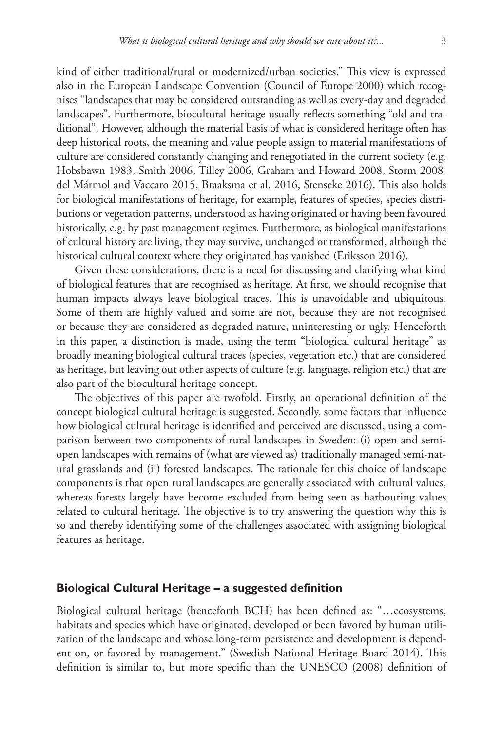kind of either traditional/rural or modernized/urban societies." This view is expressed also in the European Landscape Convention (Council of Europe 2000) which recognises "landscapes that may be considered outstanding as well as every-day and degraded landscapes". Furthermore, biocultural heritage usually reflects something "old and traditional". However, although the material basis of what is considered heritage often has deep historical roots, the meaning and value people assign to material manifestations of culture are considered constantly changing and renegotiated in the current society (e.g. Hobsbawn 1983, Smith 2006, Tilley 2006, Graham and Howard 2008, Storm 2008, del Mármol and Vaccaro 2015, Braaksma et al. 2016, Stenseke 2016). This also holds for biological manifestations of heritage, for example, features of species, species distributions or vegetation patterns, understood as having originated or having been favoured historically, e.g. by past management regimes. Furthermore, as biological manifestations of cultural history are living, they may survive, unchanged or transformed, although the historical cultural context where they originated has vanished (Eriksson 2016).

Given these considerations, there is a need for discussing and clarifying what kind of biological features that are recognised as heritage. At first, we should recognise that human impacts always leave biological traces. This is unavoidable and ubiquitous. Some of them are highly valued and some are not, because they are not recognised or because they are considered as degraded nature, uninteresting or ugly. Henceforth in this paper, a distinction is made, using the term "biological cultural heritage" as broadly meaning biological cultural traces (species, vegetation etc.) that are considered as heritage, but leaving out other aspects of culture (e.g. language, religion etc.) that are also part of the biocultural heritage concept.

The objectives of this paper are twofold. Firstly, an operational definition of the concept biological cultural heritage is suggested. Secondly, some factors that influence how biological cultural heritage is identified and perceived are discussed, using a comparison between two components of rural landscapes in Sweden: (i) open and semi-open landscapes with remains of (what are viewed as) traditionally managed semi-natural grasslands and (ii) forested landscapes. The rationale for this choice of landscape components is that open rural landscapes are generally associated with cultural values, whereas forests largely have become excluded from being seen as harbouring values related to cultural heritage. The objective is to try answering the question why this is so and thereby identifying some of the challenges associated with assigning biological features as heritage.

## Biological Cultural Heritage – a suggested definition

Biological cultural heritage (henceforth BCH) has been defined as: "…ecosystems, habitats and species which have originated, developed or been favored by human utilization of the landscape and whose long-term persistence and development is dependent on, or favored by management." (Swedish National Heritage Board 2014). This definition is similar to, but more specific than the UNESCO (2008) definition of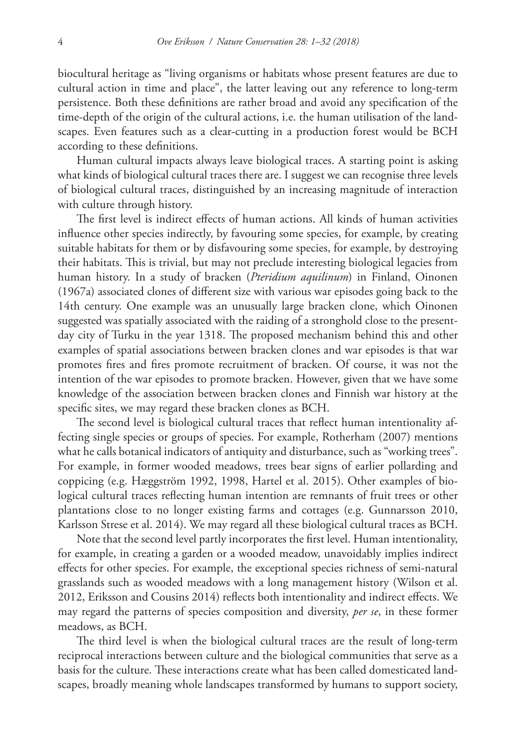biocultural heritage as "living organisms or habitats whose present features are due to cultural action in time and place", the latter leaving out any reference to long-term persistence. Both these definitions are rather broad and avoid any specification of the time-depth of the origin of the cultural actions, i.e. the human utilisation of the landscapes. Even features such as a clear-cutting in a production forest would be BCH according to these definitions.

Human cultural impacts always leave biological traces. A starting point is asking what kinds of biological cultural traces there are. I suggest we can recognise three levels of biological cultural traces, distinguished by an increasing magnitude of interaction with culture through history.

The first level is indirect effects of human actions. All kinds of human activities influence other species indirectly, by favouring some species, for example, by creating suitable habitats for them or by disfavouring some species, for example, by destroying their habitats. This is trivial, but may not preclude interesting biological legacies from human history. In a study of bracken (*Pteridium aquilinum*) in Finland, Oinonen (1967a) associated clones of different size with various war episodes going back to the 14th century. One example was an unusually large bracken clone, which Oinonen suggested was spatially associated with the raiding of a stronghold close to the present-day city of Turku in the year 1318. The proposed mechanism behind this and other examples of spatial associations between bracken clones and war episodes is that war promotes fires and fires promote recruitment of bracken. Of course, it was not the intention of the war episodes to promote bracken. However, given that we have some knowledge of the association between bracken clones and Finnish war history at the specific sites, we may regard these bracken clones as BCH.

The second level is biological cultural traces that reflect human intentionality affecting single species or groups of species. For example, Rotherham (2007) mentions what he calls botanical indicators of antiquity and disturbance, such as "working trees". For example, in former wooded meadows, trees bear signs of earlier pollarding and coppicing (e.g. Hæggström 1992, 1998, Hartel et al. 2015). Other examples of biological cultural traces reflecting human intention are remnants of fruit trees or other plantations close to no longer existing farms and cottages (e.g. Gunnarsson 2010, Karlsson Strese et al. 2014). We may regard all these biological cultural traces as BCH.

Note that the second level partly incorporates the first level. Human intentionality, for example, in creating a garden or a wooded meadow, unavoidably implies indirect effects for other species. For example, the exceptional species richness of semi-natural grasslands such as wooded meadows with a long management history (Wilson et al. 2012, Eriksson and Cousins 2014) reflects both intentionality and indirect effects. We may regard the patterns of species composition and diversity, *per se*, in these former meadows, as BCH.

The third level is when the biological cultural traces are the result of long-term reciprocal interactions between culture and the biological communities that serve as a basis for the culture. These interactions create what has been called domesticated landscapes, broadly meaning whole landscapes transformed by humans to support society,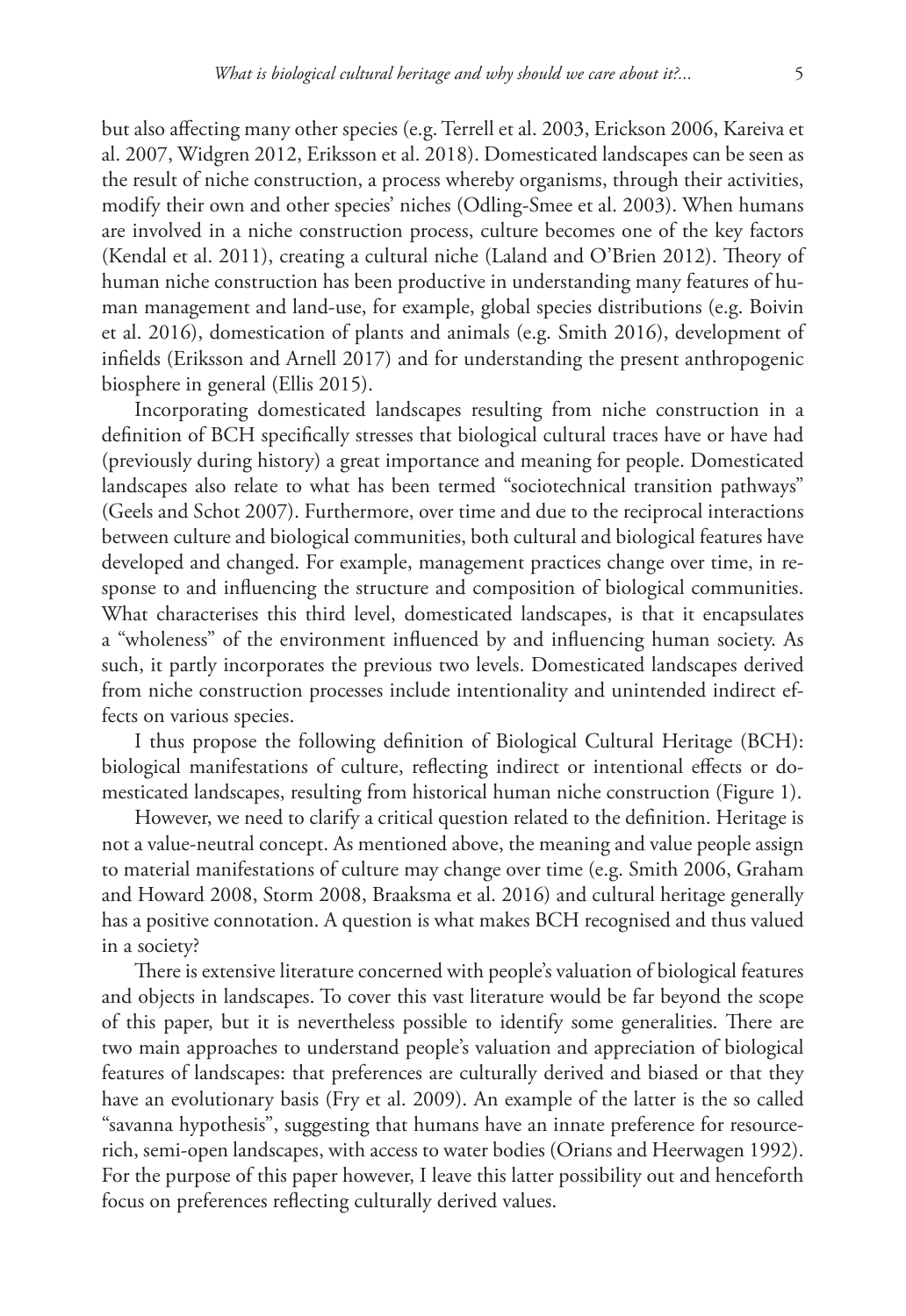but also affecting many other species (e.g. Terrell et al. 2003, Erickson 2006, Kareiva et al. 2007, Widgren 2012, Eriksson et al. 2018). Domesticated landscapes can be seen as the result of niche construction, a process whereby organisms, through their activities, modify their own and other species' niches (Odling-Smee et al. 2003). When humans are involved in a niche construction process, culture becomes one of the key factors (Kendal et al. 2011), creating a cultural niche (Laland and O'Brien 2012). Theory of human niche construction has been productive in understanding many features of human management and land-use, for example, global species distributions (e.g. Boivin et al. 2016), domestication of plants and animals (e.g. Smith 2016), development of infields (Eriksson and Arnell 2017) and for understanding the present anthropogenic biosphere in general (Ellis 2015).

Incorporating domesticated landscapes resulting from niche construction in a definition of BCH specifically stresses that biological cultural traces have or have had (previously during history) a great importance and meaning for people. Domesticated landscapes also relate to what has been termed "sociotechnical transition pathways" (Geels and Schot 2007). Furthermore, over time and due to the reciprocal interactions between culture and biological communities, both cultural and biological features have developed and changed. For example, management practices change over time, in response to and influencing the structure and composition of biological communities. What characterises this third level, domesticated landscapes, is that it encapsulates a "wholeness" of the environment influenced by and influencing human society. As such, it partly incorporates the previous two levels. Domesticated landscapes derived from niche construction processes include intentionality and unintended indirect effects on various species.

I thus propose the following definition of Biological Cultural Heritage (BCH): biological manifestations of culture, reflecting indirect or intentional effects or domesticated landscapes, resulting from historical human niche construction (Figure 1).

However, we need to clarify a critical question related to the definition. Heritage is not a value-neutral concept. As mentioned above, the meaning and value people assign to material manifestations of culture may change over time (e.g. Smith 2006, Graham and Howard 2008, Storm 2008, Braaksma et al. 2016) and cultural heritage generally has a positive connotation. A question is what makes BCH recognised and thus valued in a society?

There is extensive literature concerned with people's valuation of biological features and objects in landscapes. To cover this vast literature would be far beyond the scope of this paper, but it is nevertheless possible to identify some generalities. There are two main approaches to understand people's valuation and appreciation of biological features of landscapes: that preferences are culturally derived and biased or that they have an evolutionary basis (Fry et al. 2009). An example of the latter is the so called "savanna hypothesis", suggesting that humans have an innate preference for resource-rich, semi-open landscapes, with access to water bodies (Orians and Heerwagen 1992). For the purpose of this paper however, I leave this latter possibility out and henceforth focus on preferences reflecting culturally derived values.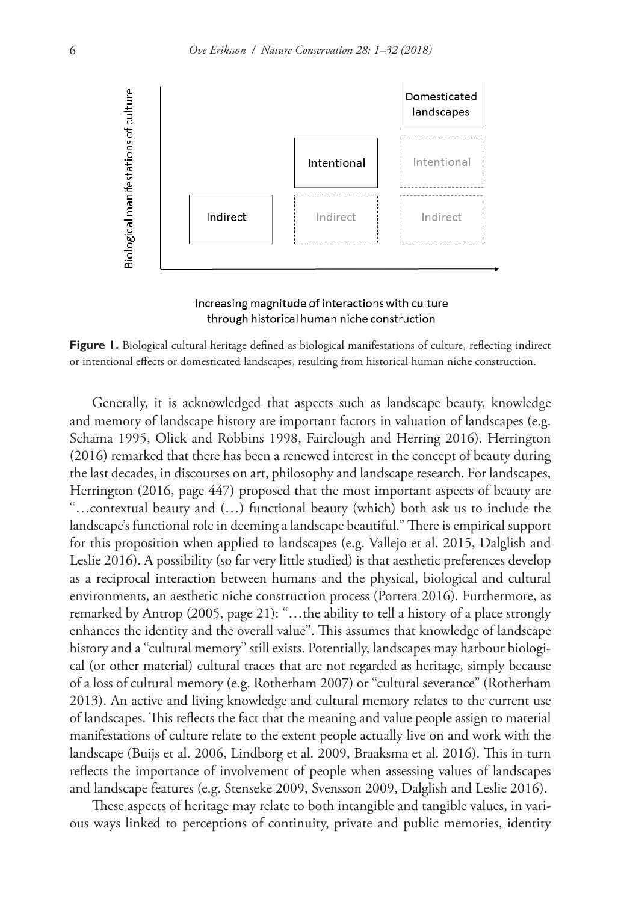**Figure 1.** Biological cultural heritage defined as biological manifestations of culture, reflecting indirect or intentional effects or domesticated landscapes, resulting from historical human niche construction.

Generally, it is acknowledged that aspects such as landscape beauty, knowledge and memory of landscape history are important factors in valuation of landscapes (e.g. Schama 1995, Olick and Robbins 1998, Fairclough and Herring 2016). Herrington (2016) remarked that there has been a renewed interest in the concept of beauty during the last decades, in discourses on art, philosophy and landscape research. For landscapes, Herrington (2016, page 447) proposed that the most important aspects of beauty are "…contextual beauty and (…) functional beauty (which) both ask us to include the landscape's functional role in deeming a landscape beautiful." There is empirical support for this proposition when applied to landscapes (e.g. Vallejo et al. 2015, Dalglish and Leslie 2016). A possibility (so far very little studied) is that aesthetic preferences develop as a reciprocal interaction between humans and the physical, biological and cultural environments, an aesthetic niche construction process (Portera 2016). Furthermore, as remarked by Antrop (2005, page 21): "…the ability to tell a history of a place strongly enhances the identity and the overall value". This assumes that knowledge of landscape history and a "cultural memory" still exists. Potentially, landscapes may harbour biological (or other material) cultural traces that are not regarded as heritage, simply because of a loss of cultural memory (e.g. Rotherham 2007) or "cultural severance" (Rotherham 2013). An active and living knowledge and cultural memory relates to the current use of landscapes. This reflects the fact that the meaning and value people assign to material manifestations of culture relate to the extent people actually live on and work with the landscape (Buijs et al. 2006, Lindborg et al. 2009, Braaksma et al. 2016). This in turn reflects the importance of involvement of people when assessing values of landscapes and landscape features (e.g. Stenseke 2009, Svensson 2009, Dalglish and Leslie 2016).

These aspects of heritage may relate to both intangible and tangible values, in various ways linked to perceptions of continuity, private and public memories, identity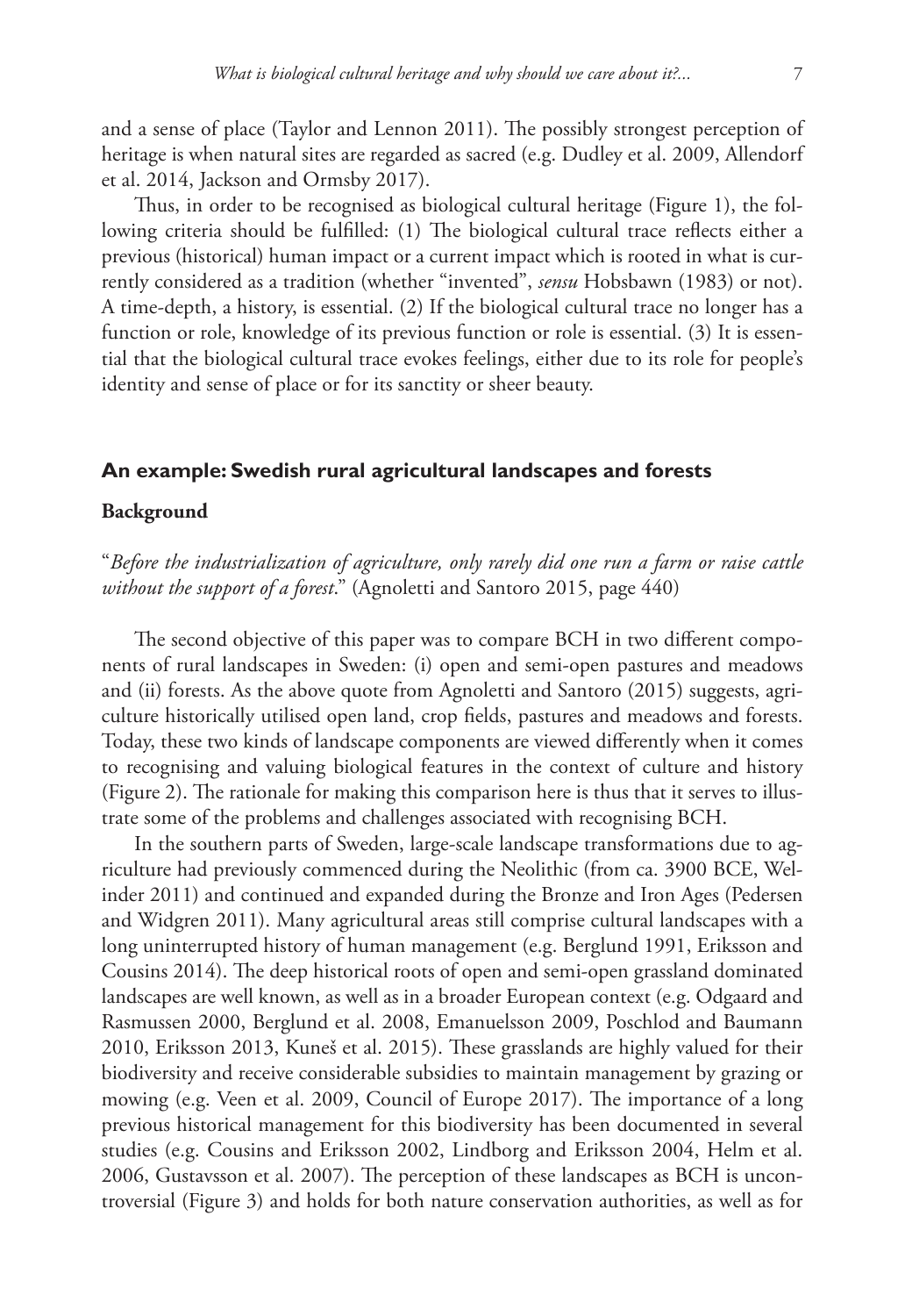and a sense of place (Taylor and Lennon 2011). The possibly strongest perception of heritage is when natural sites are regarded as sacred (e.g. Dudley et al. 2009, Allendorf et al. 2014, Jackson and Ormsby 2017).

Thus, in order to be recognised as biological cultural heritage (Figure 1), the following criteria should be fulfilled: (1) The biological cultural trace reflects either a previous (historical) human impact or a current impact which is rooted in what is currently considered as a tradition (whether "invented", *sensu* Hobsbawn (1983) or not). A time-depth, a history, is essential. (2) If the biological cultural trace no longer has a function or role, knowledge of its previous function or role is essential. (3) It is essential that the biological cultural trace evokes feelings, either due to its role for people's identity and sense of place or for its sanctity or sheer beauty.

## An example: Swedish rural agricultural landscapes and forests

### Background

"*Before the industrialization of agriculture, only rarely did one run a farm or raise cattle without the support of a forest*." (Agnoletti and Santoro 2015, page 440)

The second objective of this paper was to compare BCH in two different components of rural landscapes in Sweden: (i) open and semi-open pastures and meadows and (ii) forests. As the above quote from Agnoletti and Santoro (2015) suggests, agriculture historically utilised open land, crop fields, pastures and meadows and forests. Today, these two kinds of landscape components are viewed differently when it comes to recognising and valuing biological features in the context of culture and history (Figure 2). The rationale for making this comparison here is thus that it serves to illustrate some of the problems and challenges associated with recognising BCH.

In the southern parts of Sweden, large-scale landscape transformations due to agriculture had previously commenced during the Neolithic (from ca. 3900 BCE, Welinder 2011) and continued and expanded during the Bronze and Iron Ages (Pedersen and Widgren 2011). Many agricultural areas still comprise cultural landscapes with a long uninterrupted history of human management (e.g. Berglund 1991, Eriksson and Cousins 2014). The deep historical roots of open and semi-open grassland dominated landscapes are well known, as well as in a broader European context (e.g. Odgaard and Rasmussen 2000, Berglund et al. 2008, Emanuelsson 2009, Poschlod and Baumann 2010, Eriksson 2013, Kuneš et al. 2015). These grasslands are highly valued for their biodiversity and receive considerable subsidies to maintain management by grazing or mowing (e.g. Veen et al. 2009, Council of Europe 2017). The importance of a long previous historical management for this biodiversity has been documented in several studies (e.g. Cousins and Eriksson 2002, Lindborg and Eriksson 2004, Helm et al. 2006, Gustavsson et al. 2007). The perception of these landscapes as BCH is uncontroversial (Figure 3) and holds for both nature conservation authorities, as well as for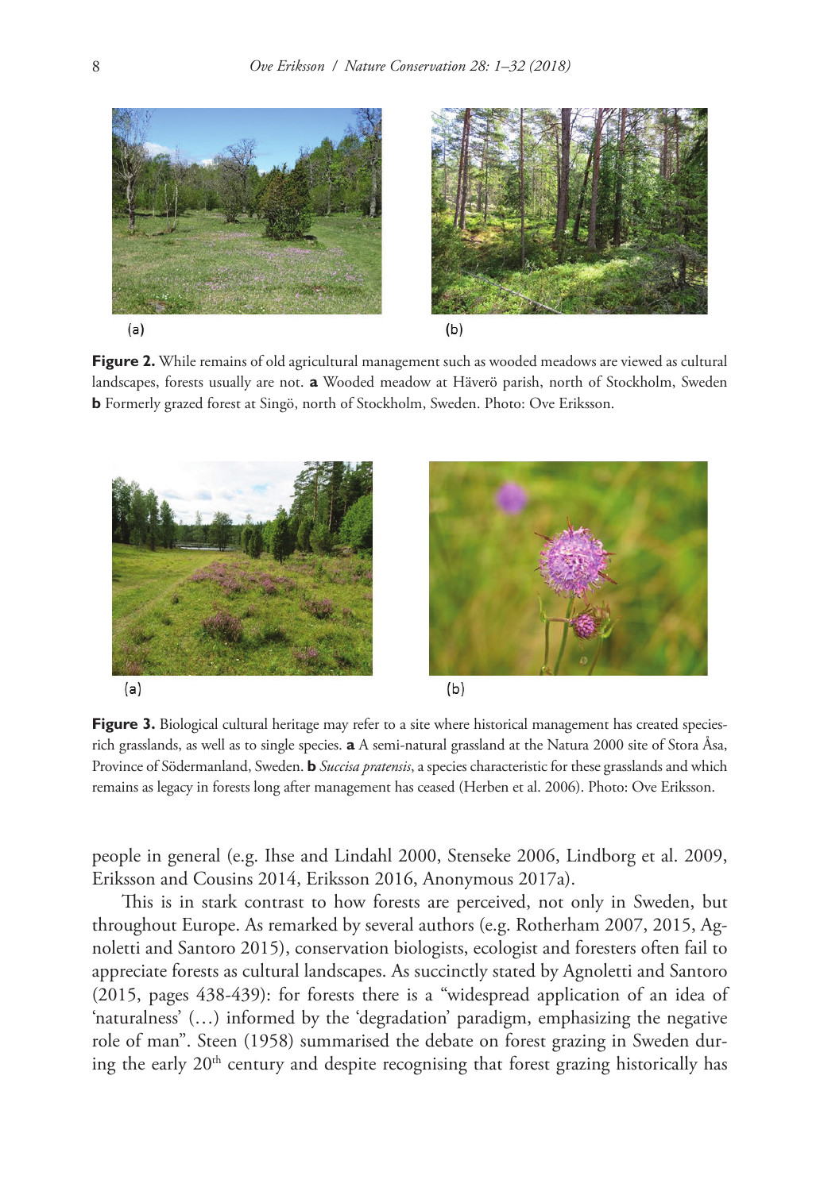**Figure 2.** While remains of old agricultural management such as wooded meadows are viewed as cultural landscapes, forests usually are not. **a** Wooded meadow at Häverö parish, north of Stockholm, Sweden **b** Formerly grazed forest at Singö, north of Stockholm, Sweden. Photo: Ove Eriksson.

**Figure 3.** Biological cultural heritage may refer to a site where historical management has created species-rich grasslands, as well as to single species. **a** A semi-natural grassland at the Natura 2000 site of Stora Åsa, Province of Södermanland, Sweden. **b** *Succisa pratensis*, a species characteristic for these grasslands and which remains as legacy in forests long after management has ceased (Herben et al. 2006). Photo: Ove Eriksson.

people in general (e.g. Ihse and Lindahl 2000, Stenseke 2006, Lindborg et al. 2009, Eriksson and Cousins 2014, Eriksson 2016, Anonymous 2017a).

This is in stark contrast to how forests are perceived, not only in Sweden, but throughout Europe. As remarked by several authors (e.g. Rotherham 2007, 2015, Agnoletti and Santoro 2015), conservation biologists, ecologist and foresters often fail to appreciate forests as cultural landscapes. As succinctly stated by Agnoletti and Santoro (2015, pages 438-439): for forests there is a "widespread application of an idea of 'naturalness' (…) informed by the 'degradation' paradigm, emphasizing the negative role of man". Steen (1958) summarised the debate on forest grazing in Sweden during the early 20th century and despite recognising that forest grazing historically has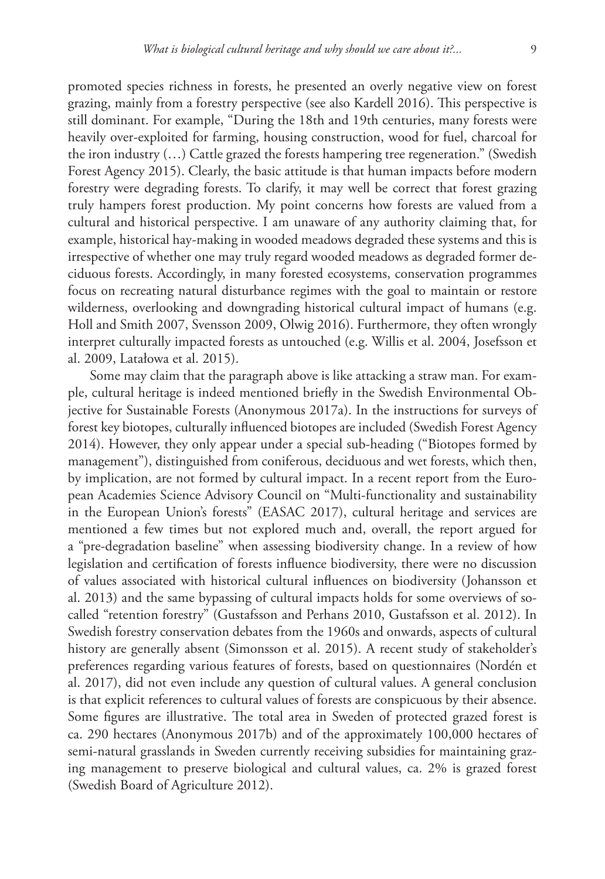promoted species richness in forests, he presented an overly negative view on forest grazing, mainly from a forestry perspective (see also Kardell 2016). This perspective is still dominant. For example, "During the 18th and 19th centuries, many forests were heavily over-exploited for farming, housing construction, wood for fuel, charcoal for the iron industry (…) Cattle grazed the forests hampering tree regeneration." (Swedish Forest Agency 2015). Clearly, the basic attitude is that human impacts before modern forestry were degrading forests. To clarify, it may well be correct that forest grazing truly hampers forest production. My point concerns how forests are valued from a cultural and historical perspective. I am unaware of any authority claiming that, for example, historical hay-making in wooded meadows degraded these systems and this is irrespective of whether one may truly regard wooded meadows as degraded former deciduous forests. Accordingly, in many forested ecosystems, conservation programmes focus on recreating natural disturbance regimes with the goal to maintain or restore wilderness, overlooking and downgrading historical cultural impact of humans (e.g. Holl and Smith 2007, Svensson 2009, Olwig 2016). Furthermore, they often wrongly interpret culturally impacted forests as untouched (e.g. Willis et al. 2004, Josefsson et al. 2009, Latałowa et al. 2015).

Some may claim that the paragraph above is like attacking a straw man. For example, cultural heritage is indeed mentioned briefly in the Swedish Environmental Objective for Sustainable Forests (Anonymous 2017a). In the instructions for surveys of forest key biotopes, culturally influenced biotopes are included (Swedish Forest Agency 2014). However, they only appear under a special sub-heading ("Biotopes formed by management"), distinguished from coniferous, deciduous and wet forests, which then, by implication, are not formed by cultural impact. In a recent report from the European Academies Science Advisory Council on "Multi-functionality and sustainability in the European Union's forests" (EASAC 2017), cultural heritage and services are mentioned a few times but not explored much and, overall, the report argued for a "pre-degradation baseline" when assessing biodiversity change. In a review of how legislation and certification of forests influence biodiversity, there were no discussion of values associated with historical cultural influences on biodiversity (Johansson et al. 2013) and the same bypassing of cultural impacts holds for some overviews of so-called "retention forestry" (Gustafsson and Perhans 2010, Gustafsson et al. 2012). In Swedish forestry conservation debates from the 1960s and onwards, aspects of cultural history are generally absent (Simonsson et al. 2015). A recent study of stakeholder's preferences regarding various features of forests, based on questionnaires (Nordén et al. 2017), did not even include any question of cultural values. A general conclusion is that explicit references to cultural values of forests are conspicuous by their absence. Some figures are illustrative. The total area in Sweden of protected grazed forest is ca. 290 hectares (Anonymous 2017b) and of the approximately 100,000 hectares of semi-natural grasslands in Sweden currently receiving subsidies for maintaining grazing management to preserve biological and cultural values, ca. 2% is grazed forest (Swedish Board of Agriculture 2012).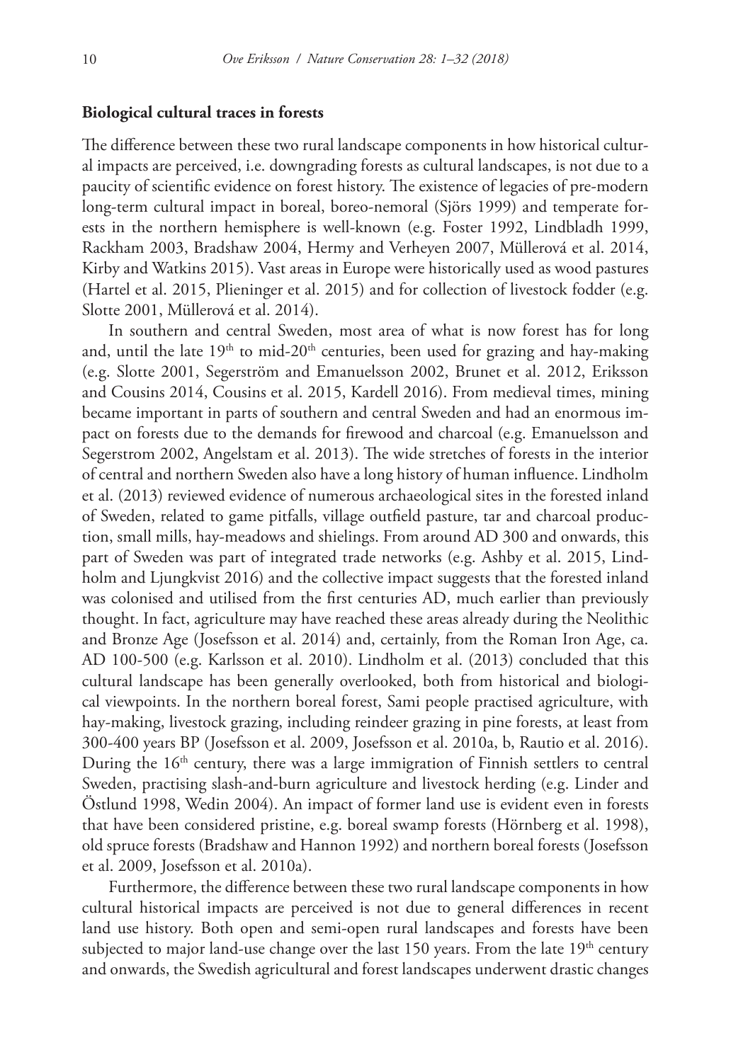### Biological cultural traces in forests

The difference between these two rural landscape components in how historical cultural impacts are perceived, i.e. downgrading forests as cultural landscapes, is not due to a paucity of scientific evidence on forest history. The existence of legacies of pre-modern long-term cultural impact in boreal, boreo-nemoral (Sjörs 1999) and temperate forests in the northern hemisphere is well-known (e.g. Foster 1992, Lindbladh 1999, Rackham 2003, Bradshaw 2004, Hermy and Verheyen 2007, Müllerová et al. 2014, Kirby and Watkins 2015). Vast areas in Europe were historically used as wood pastures (Hartel et al. 2015, Plieninger et al. 2015) and for collection of livestock fodder (e.g. Slotte 2001, Müllerová et al. 2014).

In southern and central Sweden, most area of what is now forest has for long and, until the late 19th to mid-20th centuries, been used for grazing and hay-making (e.g. Slotte 2001, Segerström and Emanuelsson 2002, Brunet et al. 2012, Eriksson and Cousins 2014, Cousins et al. 2015, Kardell 2016). From medieval times, mining became important in parts of southern and central Sweden and had an enormous impact on forests due to the demands for firewood and charcoal (e.g. Emanuelsson and Segerstrom 2002, Angelstam et al. 2013). The wide stretches of forests in the interior of central and northern Sweden also have a long history of human influence. Lindholm et al. (2013) reviewed evidence of numerous archaeological sites in the forested inland of Sweden, related to game pitfalls, village outfield pasture, tar and charcoal production, small mills, hay-meadows and shielings. From around AD 300 and onwards, this part of Sweden was part of integrated trade networks (e.g. Ashby et al. 2015, Lindholm and Ljungkvist 2016) and the collective impact suggests that the forested inland was colonised and utilised from the first centuries AD, much earlier than previously thought. In fact, agriculture may have reached these areas already during the Neolithic and Bronze Age (Josefsson et al. 2014) and, certainly, from the Roman Iron Age, ca. AD 100-500 (e.g. Karlsson et al. 2010). Lindholm et al. (2013) concluded that this cultural landscape has been generally overlooked, both from historical and biological viewpoints. In the northern boreal forest, Sami people practised agriculture, with hay-making, livestock grazing, including reindeer grazing in pine forests, at least from 300-400 years BP (Josefsson et al. 2009, Josefsson et al. 2010a, b, Rautio et al. 2016). During the 16th century, there was a large immigration of Finnish settlers to central Sweden, practising slash-and-burn agriculture and livestock herding (e.g. Linder and Östlund 1998, Wedin 2004). An impact of former land use is evident even in forests that have been considered pristine, e.g. boreal swamp forests (Hörnberg et al. 1998), old spruce forests (Bradshaw and Hannon 1992) and northern boreal forests (Josefsson et al. 2009, Josefsson et al. 2010a).

Furthermore, the difference between these two rural landscape components in how cultural historical impacts are perceived is not due to general differences in recent land use history. Both open and semi-open rural landscapes and forests have been subjected to major land-use change over the last 150 years. From the late 19th century and onwards, the Swedish agricultural and forest landscapes underwent drastic changes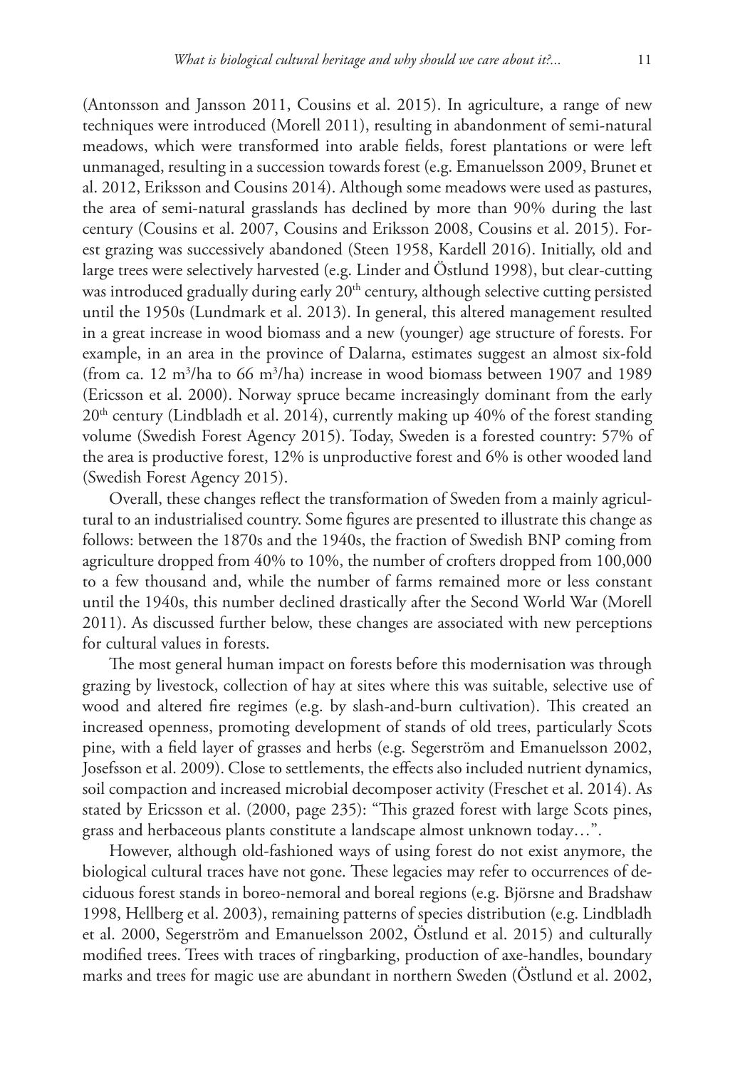(Antonsson and Jansson 2011, Cousins et al. 2015). In agriculture, a range of new techniques were introduced (Morell 2011), resulting in abandonment of semi-natural meadows, which were transformed into arable fields, forest plantations or were left unmanaged, resulting in a succession towards forest (e.g. Emanuelsson 2009, Brunet et al. 2012, Eriksson and Cousins 2014). Although some meadows were used as pastures, the area of semi-natural grasslands has declined by more than 90% during the last century (Cousins et al. 2007, Cousins and Eriksson 2008, Cousins et al. 2015). Forest grazing was successively abandoned (Steen 1958, Kardell 2016). Initially, old and large trees were selectively harvested (e.g. Linder and Östlund 1998), but clear-cutting was introduced gradually during early 20th century, although selective cutting persisted until the 1950s (Lundmark et al. 2013). In general, this altered management resulted in a great increase in wood biomass and a new (younger) age structure of forests. For example, in an area in the province of Dalarna, estimates suggest an almost six-fold (from ca. 12 $m^3$/ha to 66 $m^3$/ha) increase in wood biomass between 1907 and 1989 (Ericsson et al. 2000). Norway spruce became increasingly dominant from the early 20th century (Lindbladh et al. 2014), currently making up 40% of the forest standing volume (Swedish Forest Agency 2015). Today, Sweden is a forested country: 57% of the area is productive forest, 12% is unproductive forest and 6% is other wooded land (Swedish Forest Agency 2015).

Overall, these changes reflect the transformation of Sweden from a mainly agricultural to an industrialised country. Some figures are presented to illustrate this change as follows: between the 1870s and the 1940s, the fraction of Swedish BNP coming from agriculture dropped from 40% to 10%, the number of crofters dropped from 100,000 to a few thousand and, while the number of farms remained more or less constant until the 1940s, this number declined drastically after the Second World War (Morell 2011). As discussed further below, these changes are associated with new perceptions for cultural values in forests.

The most general human impact on forests before this modernisation was through grazing by livestock, collection of hay at sites where this was suitable, selective use of wood and altered fire regimes (e.g. by slash-and-burn cultivation). This created an increased openness, promoting development of stands of old trees, particularly Scots pine, with a field layer of grasses and herbs (e.g. Segerström and Emanuelsson 2002, Josefsson et al. 2009). Close to settlements, the effects also included nutrient dynamics, soil compaction and increased microbial decomposer activity (Freschet et al. 2014). As stated by Ericsson et al. (2000, page 235): "This grazed forest with large Scots pines, grass and herbaceous plants constitute a landscape almost unknown today…".

However, although old-fashioned ways of using forest do not exist anymore, the biological cultural traces have not gone. These legacies may refer to occurrences of deciduous forest stands in boreo-nemoral and boreal regions (e.g. Björsne and Bradshaw 1998, Hellberg et al. 2003), remaining patterns of species distribution (e.g. Lindbladh et al. 2000, Segerström and Emanuelsson 2002, Östlund et al. 2015) and culturally modified trees. Trees with traces of ringbarking, production of axe-handles, boundary marks and trees for magic use are abundant in northern Sweden (Östlund et al. 2002,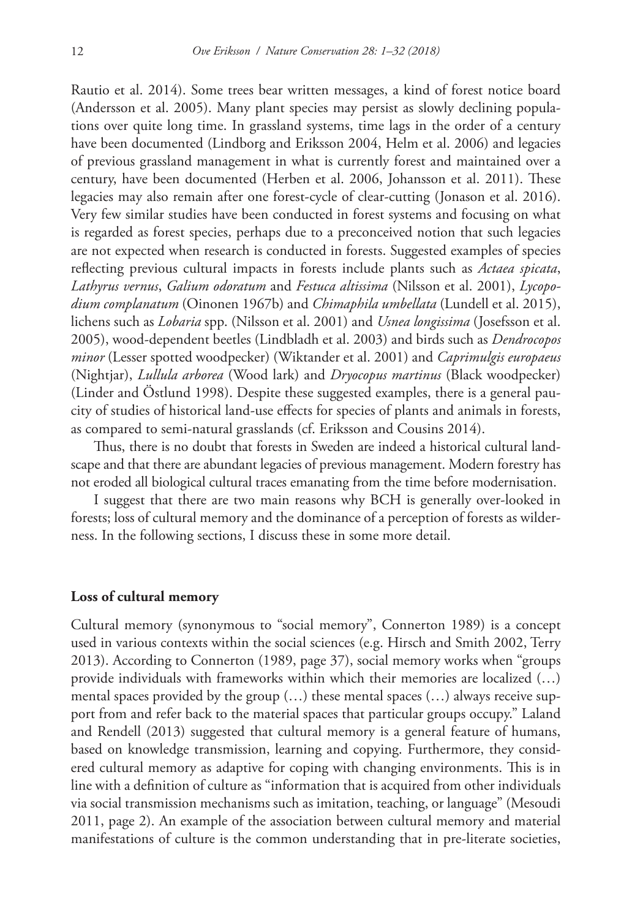Rautio et al. 2014). Some trees bear written messages, a kind of forest notice board (Andersson et al. 2005). Many plant species may persist as slowly declining populations over quite long time. In grassland systems, time lags in the order of a century have been documented (Lindborg and Eriksson 2004, Helm et al. 2006) and legacies of previous grassland management in what is currently forest and maintained over a century, have been documented (Herben et al. 2006, Johansson et al. 2011). These legacies may also remain after one forest-cycle of clear-cutting (Jonason et al. 2016). Very few similar studies have been conducted in forest systems and focusing on what is regarded as forest species, perhaps due to a preconceived notion that such legacies are not expected when research is conducted in forests. Suggested examples of species reflecting previous cultural impacts in forests include plants such as *Actaea spicata*, *Lathyrus vernus*, *Galium odoratum* and *Festuca altissima* (Nilsson et al. 2001), *Lycopodium complanatum* (Oinonen 1967b) and *Chimaphila umbellata* (Lundell et al. 2015), lichens such as *Lobaria* spp. (Nilsson et al. 2001) and *Usnea longissima* (Josefsson et al. 2005), wood-dependent beetles (Lindbladh et al. 2003) and birds such as *Dendrocopos minor* (Lesser spotted woodpecker) (Wiktander et al. 2001) and *Caprimulgis europaeus* (Nightjar), *Lullula arborea* (Wood lark) and *Dryocopus martinus* (Black woodpecker) (Linder and Östlund 1998). Despite these suggested examples, there is a general paucity of studies of historical land-use effects for species of plants and animals in forests, as compared to semi-natural grasslands (cf. Eriksson and Cousins 2014).

Thus, there is no doubt that forests in Sweden are indeed a historical cultural landscape and that there are abundant legacies of previous management. Modern forestry has not eroded all biological cultural traces emanating from the time before modernisation.

I suggest that there are two main reasons why BCH is generally over-looked in forests; loss of cultural memory and the dominance of a perception of forests as wilderness. In the following sections, I discuss these in some more detail.

## Loss of cultural memory

Cultural memory (synonymous to "social memory", Connerton 1989) is a concept used in various contexts within the social sciences (e.g. Hirsch and Smith 2002, Terry 2013). According to Connerton (1989, page 37), social memory works when "groups provide individuals with frameworks within which their memories are localized (…) mental spaces provided by the group (…) these mental spaces (…) always receive support from and refer back to the material spaces that particular groups occupy." Laland and Rendell (2013) suggested that cultural memory is a general feature of humans, based on knowledge transmission, learning and copying. Furthermore, they considered cultural memory as adaptive for coping with changing environments. This is in line with a definition of culture as "information that is acquired from other individuals via social transmission mechanisms such as imitation, teaching, or language" (Mesoudi 2011, page 2). An example of the association between cultural memory and material manifestations of culture is the common understanding that in pre-literate societies,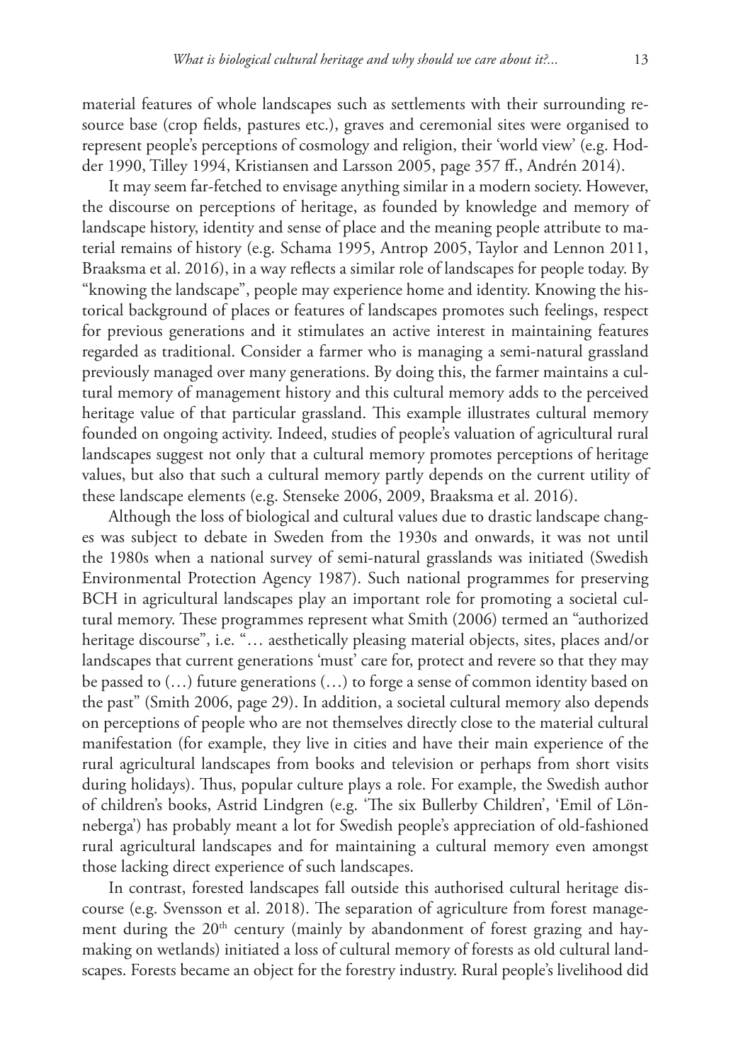material features of whole landscapes such as settlements with their surrounding resource base (crop fields, pastures etc.), graves and ceremonial sites were organised to represent people's perceptions of cosmology and religion, their 'world view' (e.g. Hodder 1990, Tilley 1994, Kristiansen and Larsson 2005, page 357 ff., Andrén 2014).

It may seem far-fetched to envisage anything similar in a modern society. However, the discourse on perceptions of heritage, as founded by knowledge and memory of landscape history, identity and sense of place and the meaning people attribute to material remains of history (e.g. Schama 1995, Antrop 2005, Taylor and Lennon 2011, Braaksma et al. 2016), in a way reflects a similar role of landscapes for people today. By "knowing the landscape", people may experience home and identity. Knowing the historical background of places or features of landscapes promotes such feelings, respect for previous generations and it stimulates an active interest in maintaining features regarded as traditional. Consider a farmer who is managing a semi-natural grassland previously managed over many generations. By doing this, the farmer maintains a cultural memory of management history and this cultural memory adds to the perceived heritage value of that particular grassland. This example illustrates cultural memory founded on ongoing activity. Indeed, studies of people's valuation of agricultural rural landscapes suggest not only that a cultural memory promotes perceptions of heritage values, but also that such a cultural memory partly depends on the current utility of these landscape elements (e.g. Stenseke 2006, 2009, Braaksma et al. 2016).

Although the loss of biological and cultural values due to drastic landscape changes was subject to debate in Sweden from the 1930s and onwards, it was not until the 1980s when a national survey of semi-natural grasslands was initiated (Swedish Environmental Protection Agency 1987). Such national programmes for preserving BCH in agricultural landscapes play an important role for promoting a societal cultural memory. These programmes represent what Smith (2006) termed an "authorized heritage discourse", i.e. "… aesthetically pleasing material objects, sites, places and/or landscapes that current generations 'must' care for, protect and revere so that they may be passed to (…) future generations (…) to forge a sense of common identity based on the past" (Smith 2006, page 29). In addition, a societal cultural memory also depends on perceptions of people who are not themselves directly close to the material cultural manifestation (for example, they live in cities and have their main experience of the rural agricultural landscapes from books and television or perhaps from short visits during holidays). Thus, popular culture plays a role. For example, the Swedish author of children's books, Astrid Lindgren (e.g. 'The six Bullerby Children', 'Emil of Lönneberga') has probably meant a lot for Swedish people's appreciation of old-fashioned rural agricultural landscapes and for maintaining a cultural memory even amongst those lacking direct experience of such landscapes.

In contrast, forested landscapes fall outside this authorised cultural heritage discourse (e.g. Svensson et al. 2018). The separation of agriculture from forest management during the 20th century (mainly by abandonment of forest grazing and haymaking on wetlands) initiated a loss of cultural memory of forests as old cultural landscapes. Forests became an object for the forestry industry. Rural people's livelihood did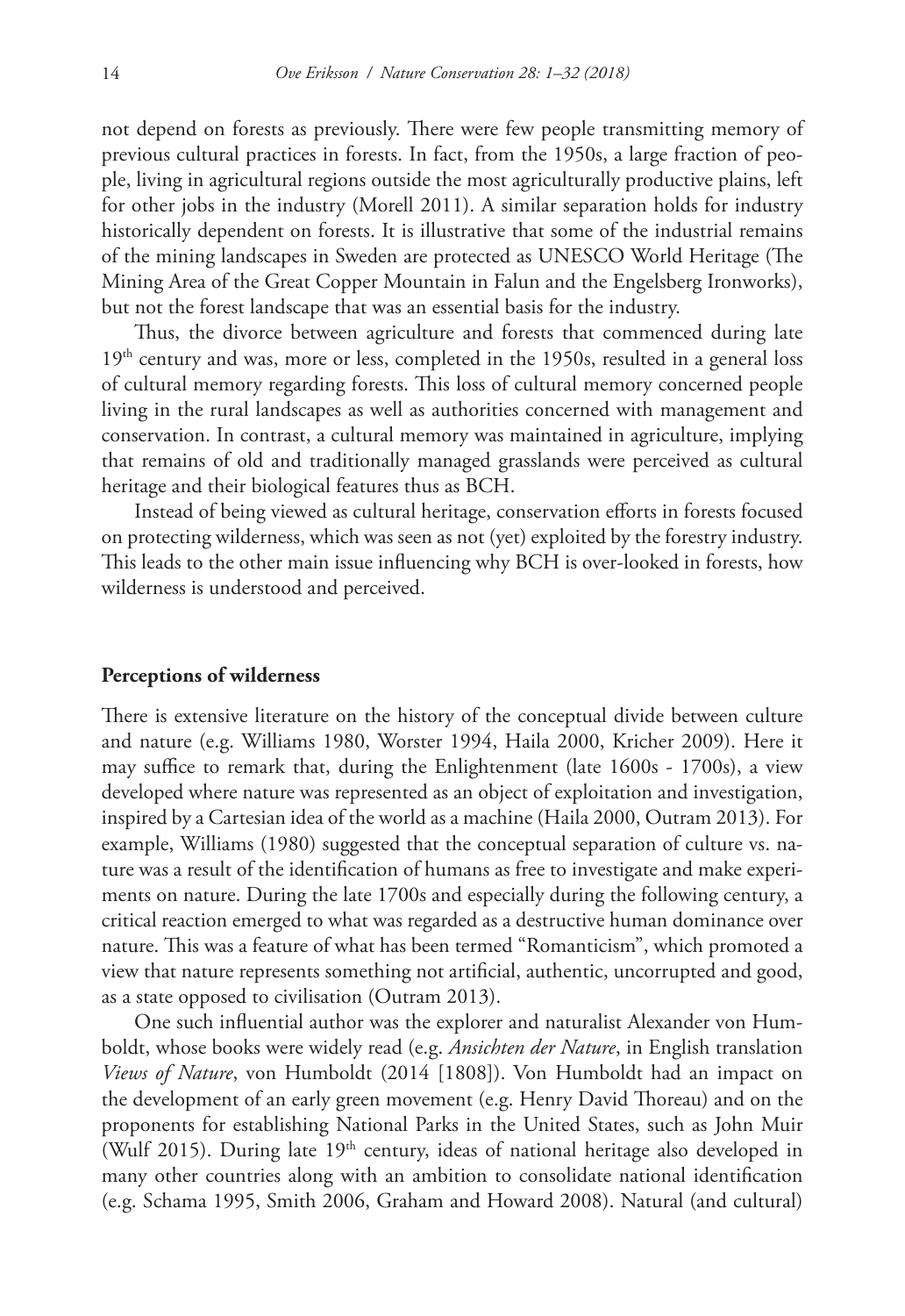not depend on forests as previously. There were few people transmitting memory of previous cultural practices in forests. In fact, from the 1950s, a large fraction of people, living in agricultural regions outside the most agriculturally productive plains, left for other jobs in the industry (Morell 2011). A similar separation holds for industry historically dependent on forests. It is illustrative that some of the industrial remains of the mining landscapes in Sweden are protected as UNESCO World Heritage (The Mining Area of the Great Copper Mountain in Falun and the Engelsberg Ironworks), but not the forest landscape that was an essential basis for the industry.

Thus, the divorce between agriculture and forests that commenced during late 19th century and was, more or less, completed in the 1950s, resulted in a general loss of cultural memory regarding forests. This loss of cultural memory concerned people living in the rural landscapes as well as authorities concerned with management and conservation. In contrast, a cultural memory was maintained in agriculture, implying that remains of old and traditionally managed grasslands were perceived as cultural heritage and their biological features thus as BCH.

Instead of being viewed as cultural heritage, conservation efforts in forests focused on protecting wilderness, which was seen as not (yet) exploited by the forestry industry. This leads to the other main issue influencing why BCH is over-looked in forests, how wilderness is understood and perceived.

## Perceptions of wilderness

There is extensive literature on the history of the conceptual divide between culture and nature (e.g. Williams 1980, Worster 1994, Haila 2000, Kricher 2009). Here it may suffice to remark that, during the Enlightenment (late 1600s - 1700s), a view developed where nature was represented as an object of exploitation and investigation, inspired by a Cartesian idea of the world as a machine (Haila 2000, Outram 2013). For example, Williams (1980) suggested that the conceptual separation of culture vs. nature was a result of the identification of humans as free to investigate and make experiments on nature. During the late 1700s and especially during the following century, a critical reaction emerged to what was regarded as a destructive human dominance over nature. This was a feature of what has been termed "Romanticism", which promoted a view that nature represents something not artificial, authentic, uncorrupted and good, as a state opposed to civilisation (Outram 2013).

One such influential author was the explorer and naturalist Alexander von Humboldt, whose books were widely read (e.g. *Ansichten der Nature*, in English translation *Views of Nature*, von Humboldt (2014 [1808]). Von Humboldt had an impact on the development of an early green movement (e.g. Henry David Thoreau) and on the proponents for establishing National Parks in the United States, such as John Muir (Wulf 2015). During late 19th century, ideas of national heritage also developed in many other countries along with an ambition to consolidate national identification (e.g. Schama 1995, Smith 2006, Graham and Howard 2008). Natural (and cultural)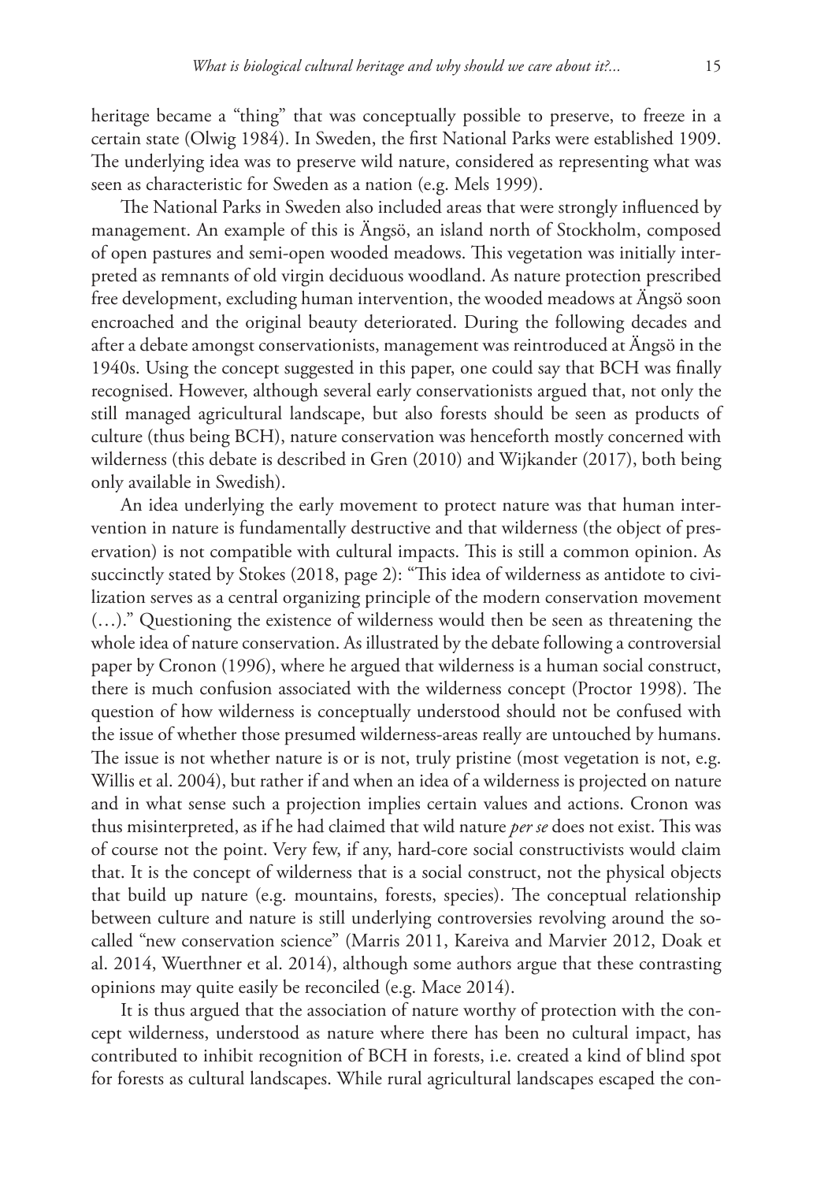heritage became a "thing" that was conceptually possible to preserve, to freeze in a certain state (Olwig 1984). In Sweden, the first National Parks were established 1909. The underlying idea was to preserve wild nature, considered as representing what was seen as characteristic for Sweden as a nation (e.g. Mels 1999).

The National Parks in Sweden also included areas that were strongly influenced by management. An example of this is Ängsö, an island north of Stockholm, composed of open pastures and semi-open wooded meadows. This vegetation was initially interpreted as remnants of old virgin deciduous woodland. As nature protection prescribed free development, excluding human intervention, the wooded meadows at Ängsö soon encroached and the original beauty deteriorated. During the following decades and after a debate amongst conservationists, management was reintroduced at Ängsö in the 1940s. Using the concept suggested in this paper, one could say that BCH was finally recognised. However, although several early conservationists argued that, not only the still managed agricultural landscape, but also forests should be seen as products of culture (thus being BCH), nature conservation was henceforth mostly concerned with wilderness (this debate is described in Gren (2010) and Wijkander (2017), both being only available in Swedish).

An idea underlying the early movement to protect nature was that human intervention in nature is fundamentally destructive and that wilderness (the object of preservation) is not compatible with cultural impacts. This is still a common opinion. As succinctly stated by Stokes (2018, page 2): "This idea of wilderness as antidote to civilization serves as a central organizing principle of the modern conservation movement (…)." Questioning the existence of wilderness would then be seen as threatening the whole idea of nature conservation. As illustrated by the debate following a controversial paper by Cronon (1996), where he argued that wilderness is a human social construct, there is much confusion associated with the wilderness concept (Proctor 1998). The question of how wilderness is conceptually understood should not be confused with the issue of whether those presumed wilderness-areas really are untouched by humans. The issue is not whether nature is or is not, truly pristine (most vegetation is not, e.g. Willis et al. 2004), but rather if and when an idea of a wilderness is projected on nature and in what sense such a projection implies certain values and actions. Cronon was thus misinterpreted, as if he had claimed that wild nature *per se* does not exist. This was of course not the point. Very few, if any, hard-core social constructivists would claim that. It is the concept of wilderness that is a social construct, not the physical objects that build up nature (e.g. mountains, forests, species). The conceptual relationship between culture and nature is still underlying controversies revolving around the so-called "new conservation science" (Marris 2011, Kareiva and Marvier 2012, Doak et al. 2014, Wuerthner et al. 2014), although some authors argue that these contrasting opinions may quite easily be reconciled (e.g. Mace 2014).

It is thus argued that the association of nature worthy of protection with the concept wilderness, understood as nature where there has been no cultural impact, has contributed to inhibit recognition of BCH in forests, i.e. created a kind of blind spot for forests as cultural landscapes. While rural agricultural landscapes escaped the con-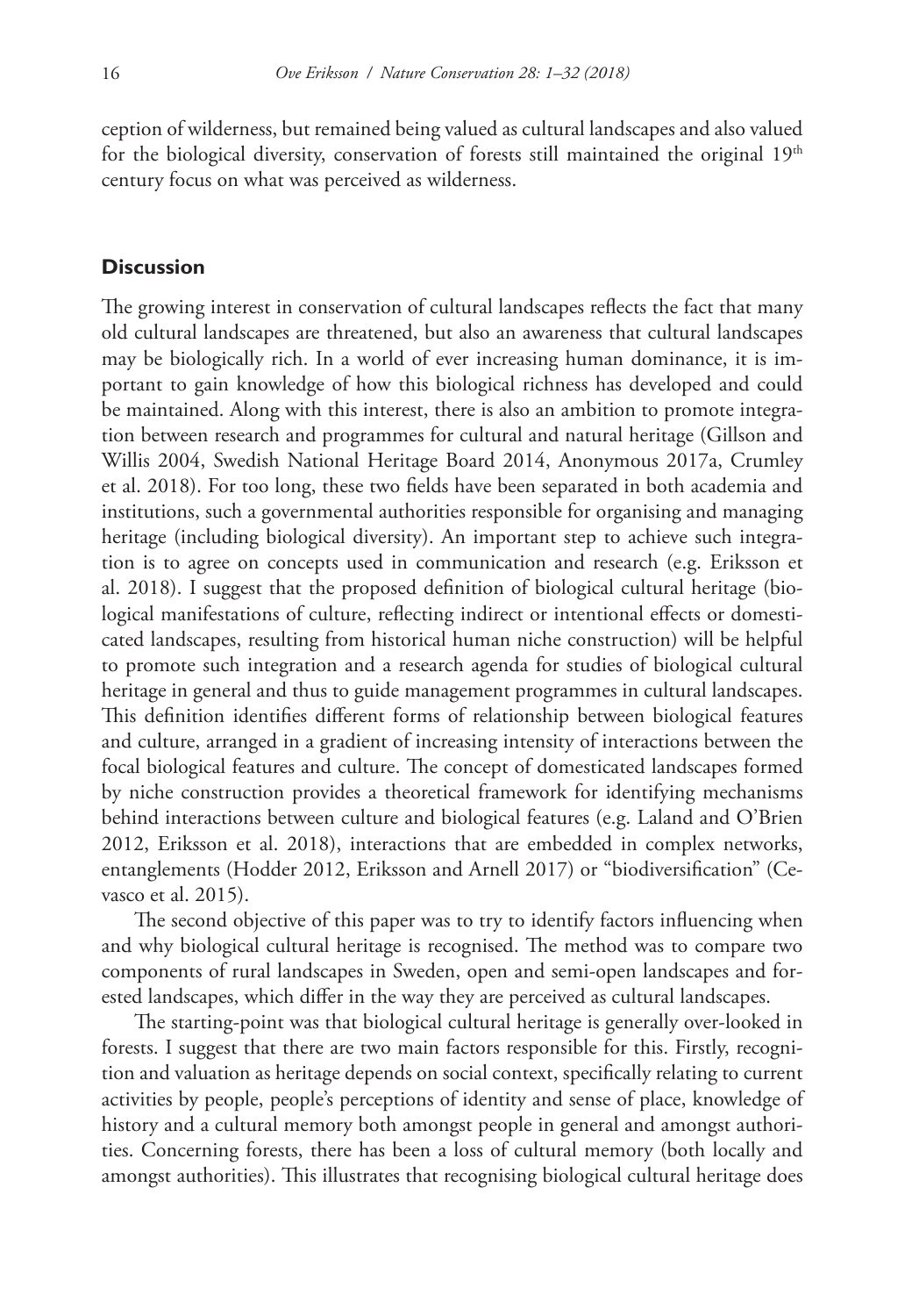ception of wilderness, but remained being valued as cultural landscapes and also valued for the biological diversity, conservation of forests still maintained the original 19$^{th}$ century focus on what was perceived as wilderness.

## Discussion

The growing interest in conservation of cultural landscapes reflects the fact that many old cultural landscapes are threatened, but also an awareness that cultural landscapes may be biologically rich. In a world of ever increasing human dominance, it is important to gain knowledge of how this biological richness has developed and could be maintained. Along with this interest, there is also an ambition to promote integration between research and programmes for cultural and natural heritage (Gillson and Willis 2004, Swedish National Heritage Board 2014, Anonymous 2017a, Crumley et al. 2018). For too long, these two fields have been separated in both academia and institutions, such a governmental authorities responsible for organising and managing heritage (including biological diversity). An important step to achieve such integration is to agree on concepts used in communication and research (e.g. Eriksson et al. 2018). I suggest that the proposed definition of biological cultural heritage (biological manifestations of culture, reflecting indirect or intentional effects or domesticated landscapes, resulting from historical human niche construction) will be helpful to promote such integration and a research agenda for studies of biological cultural heritage in general and thus to guide management programmes in cultural landscapes. This definition identifies different forms of relationship between biological features and culture, arranged in a gradient of increasing intensity of interactions between the focal biological features and culture. The concept of domesticated landscapes formed by niche construction provides a theoretical framework for identifying mechanisms behind interactions between culture and biological features (e.g. Laland and O'Brien 2012, Eriksson et al. 2018), interactions that are embedded in complex networks, entanglements (Hodder 2012, Eriksson and Arnell 2017) or "biodiversification" (Cevasco et al. 2015).

The second objective of this paper was to try to identify factors influencing when and why biological cultural heritage is recognised. The method was to compare two components of rural landscapes in Sweden, open and semi-open landscapes and forested landscapes, which differ in the way they are perceived as cultural landscapes.

The starting-point was that biological cultural heritage is generally over-looked in forests. I suggest that there are two main factors responsible for this. Firstly, recognition and valuation as heritage depends on social context, specifically relating to current activities by people, people's perceptions of identity and sense of place, knowledge of history and a cultural memory both amongst people in general and amongst authorities. Concerning forests, there has been a loss of cultural memory (both locally and amongst authorities). This illustrates that recognising biological cultural heritage does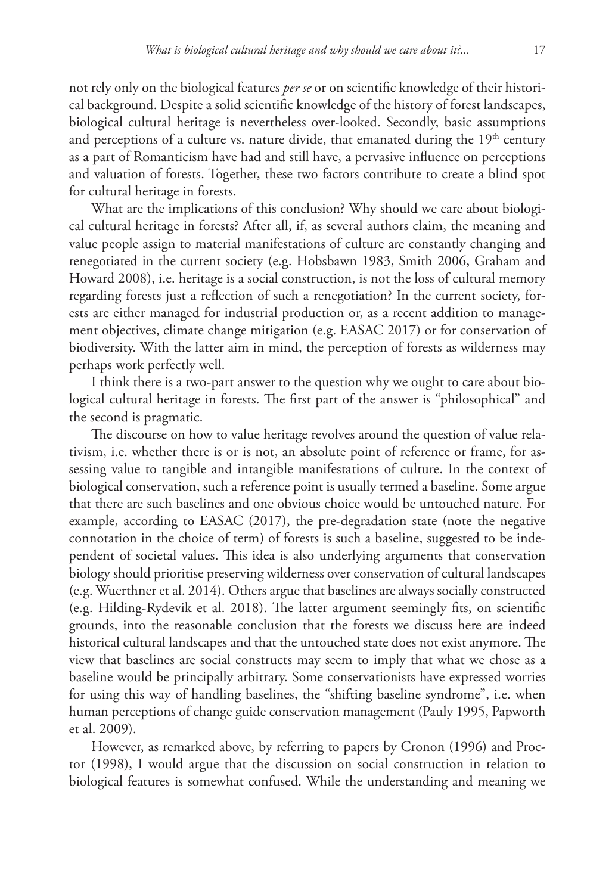not rely only on the biological features *per se* or on scientific knowledge of their historical background. Despite a solid scientific knowledge of the history of forest landscapes, biological cultural heritage is nevertheless over-looked. Secondly, basic assumptions and perceptions of a culture vs. nature divide, that emanated during the 19th century as a part of Romanticism have had and still have, a pervasive influence on perceptions and valuation of forests. Together, these two factors contribute to create a blind spot for cultural heritage in forests.

What are the implications of this conclusion? Why should we care about biological cultural heritage in forests? After all, if, as several authors claim, the meaning and value people assign to material manifestations of culture are constantly changing and renegotiated in the current society (e.g. Hobsbawn 1983, Smith 2006, Graham and Howard 2008), i.e. heritage is a social construction, is not the loss of cultural memory regarding forests just a reflection of such a renegotiation? In the current society, forests are either managed for industrial production or, as a recent addition to management objectives, climate change mitigation (e.g. EASAC 2017) or for conservation of biodiversity. With the latter aim in mind, the perception of forests as wilderness may perhaps work perfectly well.

I think there is a two-part answer to the question why we ought to care about biological cultural heritage in forests. The first part of the answer is "philosophical" and the second is pragmatic.

The discourse on how to value heritage revolves around the question of value relativism, i.e. whether there is or is not, an absolute point of reference or frame, for assessing value to tangible and intangible manifestations of culture. In the context of biological conservation, such a reference point is usually termed a baseline. Some argue that there are such baselines and one obvious choice would be untouched nature. For example, according to EASAC (2017), the pre-degradation state (note the negative connotation in the choice of term) of forests is such a baseline, suggested to be independent of societal values. This idea is also underlying arguments that conservation biology should prioritise preserving wilderness over conservation of cultural landscapes (e.g. Wuerthner et al. 2014). Others argue that baselines are always socially constructed (e.g. Hilding-Rydevik et al. 2018). The latter argument seemingly fits, on scientific grounds, into the reasonable conclusion that the forests we discuss here are indeed historical cultural landscapes and that the untouched state does not exist anymore. The view that baselines are social constructs may seem to imply that what we chose as a baseline would be principally arbitrary. Some conservationists have expressed worries for using this way of handling baselines, the "shifting baseline syndrome", i.e. when human perceptions of change guide conservation management (Pauly 1995, Papworth et al. 2009).

However, as remarked above, by referring to papers by Cronon (1996) and Proctor (1998), I would argue that the discussion on social construction in relation to biological features is somewhat confused. While the understanding and meaning we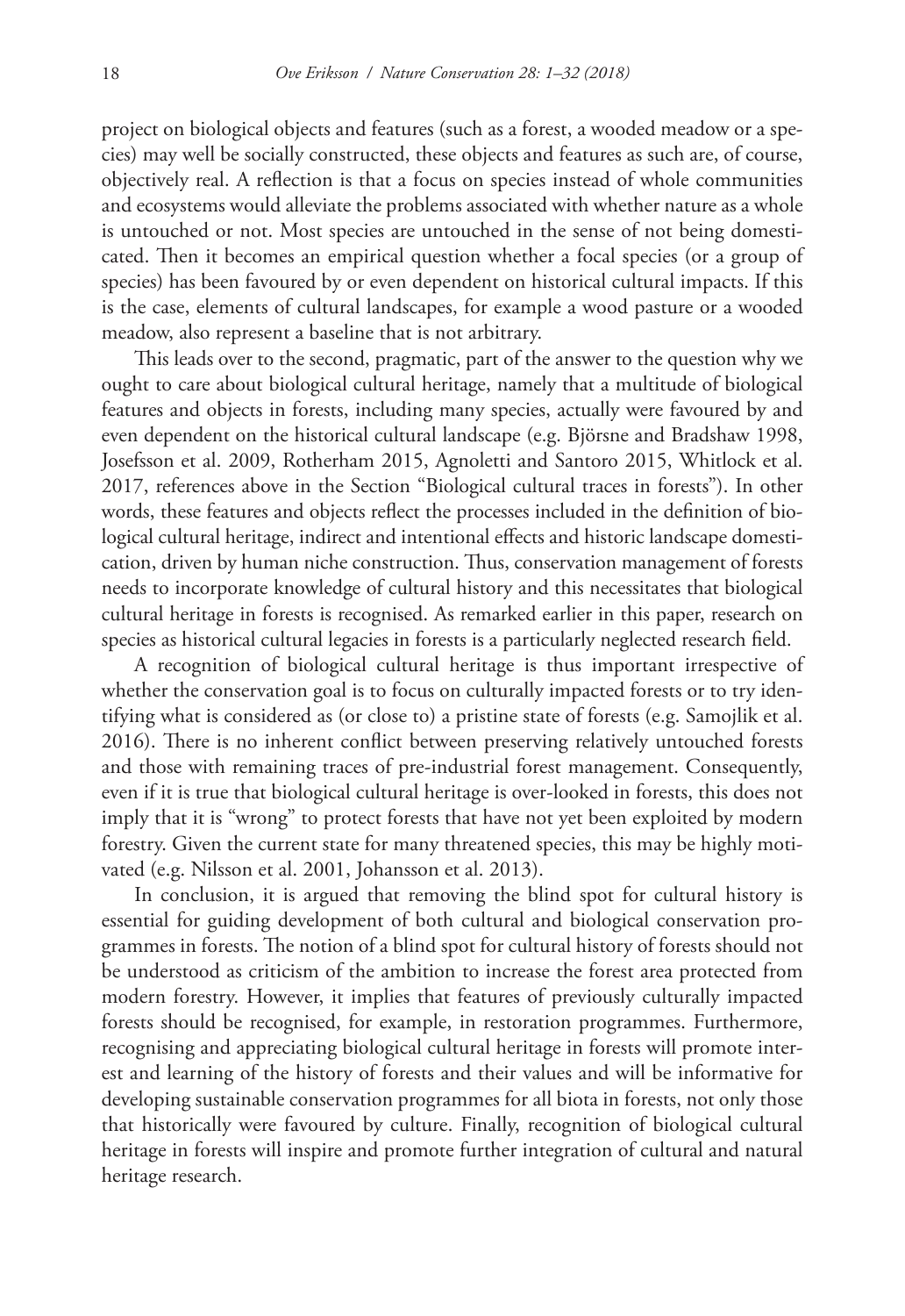project on biological objects and features (such as a forest, a wooded meadow or a species) may well be socially constructed, these objects and features as such are, of course, objectively real. A reflection is that a focus on species instead of whole communities and ecosystems would alleviate the problems associated with whether nature as a whole is untouched or not. Most species are untouched in the sense of not being domesticated. Then it becomes an empirical question whether a focal species (or a group of species) has been favoured by or even dependent on historical cultural impacts. If this is the case, elements of cultural landscapes, for example a wood pasture or a wooded meadow, also represent a baseline that is not arbitrary.

This leads over to the second, pragmatic, part of the answer to the question why we ought to care about biological cultural heritage, namely that a multitude of biological features and objects in forests, including many species, actually were favoured by and even dependent on the historical cultural landscape (e.g. Björsne and Bradshaw 1998, Josefsson et al. 2009, Rotherham 2015, Agnoletti and Santoro 2015, Whitlock et al. 2017, references above in the Section "Biological cultural traces in forests"). In other words, these features and objects reflect the processes included in the definition of biological cultural heritage, indirect and intentional effects and historic landscape domestication, driven by human niche construction. Thus, conservation management of forests needs to incorporate knowledge of cultural history and this necessitates that biological cultural heritage in forests is recognised. As remarked earlier in this paper, research on species as historical cultural legacies in forests is a particularly neglected research field.

A recognition of biological cultural heritage is thus important irrespective of whether the conservation goal is to focus on culturally impacted forests or to try identifying what is considered as (or close to) a pristine state of forests (e.g. Samojlik et al. 2016). There is no inherent conflict between preserving relatively untouched forests and those with remaining traces of pre-industrial forest management. Consequently, even if it is true that biological cultural heritage is over-looked in forests, this does not imply that it is "wrong" to protect forests that have not yet been exploited by modern forestry. Given the current state for many threatened species, this may be highly motivated (e.g. Nilsson et al. 2001, Johansson et al. 2013).

In conclusion, it is argued that removing the blind spot for cultural history is essential for guiding development of both cultural and biological conservation programmes in forests. The notion of a blind spot for cultural history of forests should not be understood as criticism of the ambition to increase the forest area protected from modern forestry. However, it implies that features of previously culturally impacted forests should be recognised, for example, in restoration programmes. Furthermore, recognising and appreciating biological cultural heritage in forests will promote interest and learning of the history of forests and their values and will be informative for developing sustainable conservation programmes for all biota in forests, not only those that historically were favoured by culture. Finally, recognition of biological cultural heritage in forests will inspire and promote further integration of cultural and natural heritage research.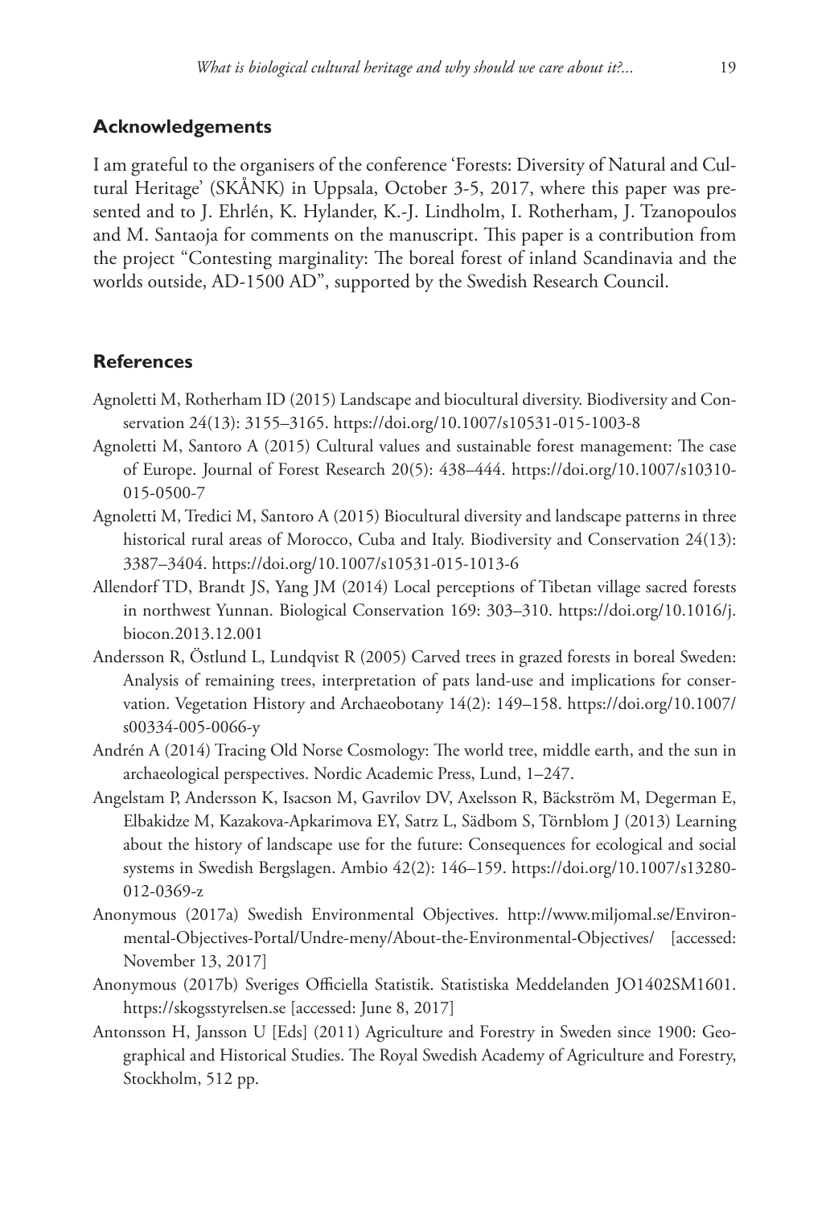## Acknowledgements

I am grateful to the organisers of the conference 'Forests: Diversity of Natural and Cultural Heritage' (SKÅNK) in Uppsala, October 3-5, 2017, where this paper was presented and to J. Ehrlén, K. Hylander, K.-J. Lindholm, I. Rotherham, J. Tzanopoulos and M. Santaoja for comments on the manuscript. This paper is a contribution from the project "Contesting marginality: The boreal forest of inland Scandinavia and the worlds outside, AD-1500 AD", supported by the Swedish Research Council.

## References

Agnoletti M, Rotherham ID (2015) Landscape and biocultural diversity. Biodiversity and Conservation 24(13): 3155–3165. https://doi.org/10.1007/s10531-015-1003-8

Agnoletti M, Santoro A (2015) Cultural values and sustainable forest management: The case of Europe. Journal of Forest Research 20(5): 438–444. https://doi.org/10.1007/s10310-015-0500-7

Agnoletti M, Tredici M, Santoro A (2015) Biocultural diversity and landscape patterns in three historical rural areas of Morocco, Cuba and Italy. Biodiversity and Conservation 24(13): 3387–3404. https://doi.org/10.1007/s10531-015-1013-6

Allendorf TD, Brandt JS, Yang JM (2014) Local perceptions of Tibetan village sacred forests in northwest Yunnan. Biological Conservation 169: 303–310. https://doi.org/10.1016/j.biocon.2013.12.001

Andersson R, Östlund L, Lundqvist R (2005) Carved trees in grazed forests in boreal Sweden: Analysis of remaining trees, interpretation of pats land-use and implications for conservation. Vegetation History and Archaeobotany 14(2): 149–158. https://doi.org/10.1007/s00334-005-0066-y

Andrén A (2014) Tracing Old Norse Cosmology: The world tree, middle earth, and the sun in archaeological perspectives. Nordic Academic Press, Lund, 1–247.

Angelstam P, Andersson K, Isacson M, Gavrilov DV, Axelsson R, Bäckström M, Degerman E, Elbakidze M, Kazakova-Apkarimova EY, Satrz L, Sädbom S, Törnblom J (2013) Learning about the history of landscape use for the future: Consequences for ecological and social systems in Swedish Bergslagen. Ambio 42(2): 146–159. https://doi.org/10.1007/s13280-012-0369-z

Anonymous (2017a) Swedish Environmental Objectives. http://www.miljomal.se/Environmental-Objectives-Portal/Undre-meny/About-the-Environmental-Objectives/ [accessed: November 13, 2017]

Anonymous (2017b) Sveriges Officiella Statistik. Statistiska Meddelanden JO1402SM1601. https://skogsstyrelsen.se [accessed: June 8, 2017]

Antonsson H, Jansson U [Eds] (2011) Agriculture and Forestry in Sweden since 1900: Geographical and Historical Studies. The Royal Swedish Academy of Agriculture and Forestry, Stockholm, 512 pp.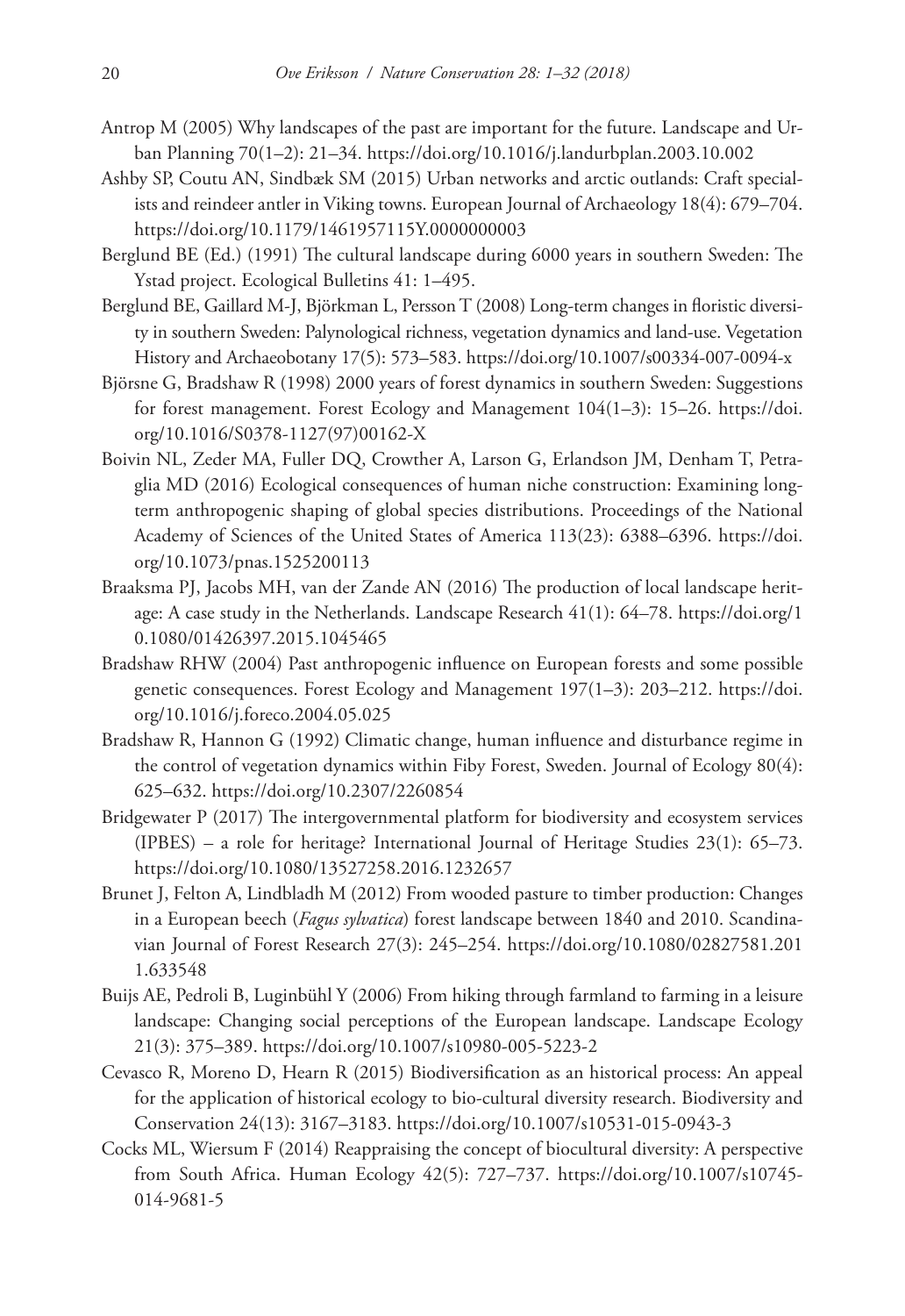Antrop M (2005) Why landscapes of the past are important for the future. Landscape and Urban Planning 70(1–2): 21–34. https://doi.org/10.1016/j.landurbplan.2003.10.002

Ashby SP, Coutu AN, Sindbæk SM (2015) Urban networks and arctic outlands: Craft specialists and reindeer antler in Viking towns. European Journal of Archaeology 18(4): 679–704. https://doi.org/10.1179/1461957115Y.0000000003

Berglund BE (Ed.) (1991) The cultural landscape during 6000 years in southern Sweden: The Ystad project. Ecological Bulletins 41: 1–495.

Berglund BE, Gaillard M-J, Björkman L, Persson T (2008) Long-term changes in floristic diversity in southern Sweden: Palynological richness, vegetation dynamics and land-use. Vegetation History and Archaeobotany 17(5): 573–583. https://doi.org/10.1007/s00334-007-0094-x

Björsne G, Bradshaw R (1998) 2000 years of forest dynamics in southern Sweden: Suggestions for forest management. Forest Ecology and Management 104(1–3): 15–26. https://doi.org/10.1016/S0378-1127(97)00162-X

Boivin NL, Zeder MA, Fuller DQ, Crowther A, Larson G, Erlandson JM, Denham T, Petraglia MD (2016) Ecological consequences of human niche construction: Examining long-term anthropogenic shaping of global species distributions. Proceedings of the National Academy of Sciences of the United States of America 113(23): 6388–6396. https://doi.org/10.1073/pnas.1525200113

Braaksma PJ, Jacobs MH, van der Zande AN (2016) The production of local landscape heritage: A case study in the Netherlands. Landscape Research 41(1): 64–78. https://doi.org/10.1080/01426397.2015.1045465

Bradshaw RHW (2004) Past anthropogenic influence on European forests and some possible genetic consequences. Forest Ecology and Management 197(1–3): 203–212. https://doi.org/10.1016/j.foreco.2004.05.025

Bradshaw R, Hannon G (1992) Climatic change, human influence and disturbance regime in the control of vegetation dynamics within Fiby Forest, Sweden. Journal of Ecology 80(4): 625–632. https://doi.org/10.2307/2260854

Bridgewater P (2017) The intergovernmental platform for biodiversity and ecosystem services (IPBES) – a role for heritage? International Journal of Heritage Studies 23(1): 65–73. https://doi.org/10.1080/13527258.2016.1232657

Brunet J, Felton A, Lindbladh M (2012) From wooded pasture to timber production: Changes in a European beech (*Fagus sylvatica*) forest landscape between 1840 and 2010. Scandinavian Journal of Forest Research 27(3): 245–254. https://doi.org/10.1080/02827581.2011.633548

Buijs AE, Pedroli B, Luginbühl Y (2006) From hiking through farmland to farming in a leisure landscape: Changing social perceptions of the European landscape. Landscape Ecology 21(3): 375–389. https://doi.org/10.1007/s10980-005-5223-2

Cevasco R, Moreno D, Hearn R (2015) Biodiversification as an historical process: An appeal for the application of historical ecology to bio-cultural diversity research. Biodiversity and Conservation 24(13): 3167–3183. https://doi.org/10.1007/s10531-015-0943-3

Cocks ML, Wiersum F (2014) Reappraising the concept of biocultural diversity: A perspective from South Africa. Human Ecology 42(5): 727–737. https://doi.org/10.1007/s10745-014-9681-5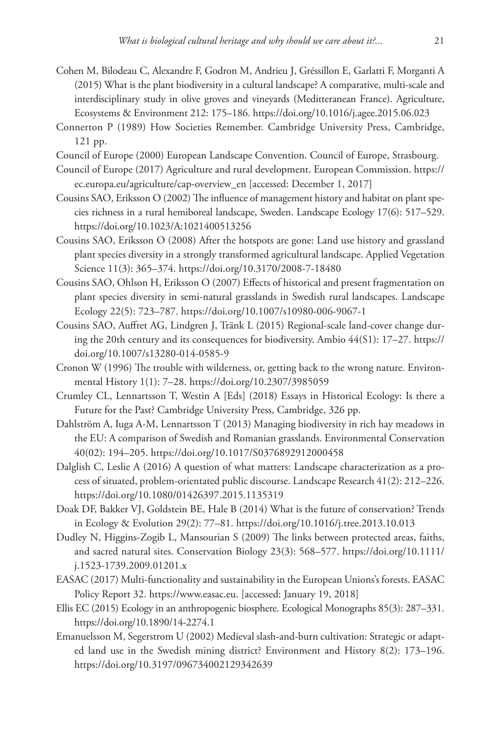Cohen M, Bilodeau C, Alexandre F, Godron M, Andrieu J, Gréssillon E, Garlatti F, Morganti A (2015) What is the plant biodiversity in a cultural landscape? A comparative, multi-scale and interdisciplinary study in olive groves and vineyards (Meditteranean France). Agriculture, Ecosystems & Environment 212: 175–186. https://doi.org/10.1016/j.agee.2015.06.023

Connerton P (1989) How Societies Remember. Cambridge University Press, Cambridge, 121 pp.

Council of Europe (2000) European Landscape Convention. Council of Europe, Strasbourg.

Council of Europe (2017) Agriculture and rural development. European Commission. https://ec.europa.eu/agriculture/cap-overview_en [accessed: December 1, 2017]

Cousins SAO, Eriksson O (2002) The influence of management history and habitat on plant species richness in a rural hemiboreal landscape, Sweden. Landscape Ecology 17(6): 517–529. https://doi.org/10.1023/A:1021400513256

Cousins SAO, Eriksson O (2008) After the hotspots are gone: Land use history and grassland plant species diversity in a strongly transformed agricultural landscape. Applied Vegetation Science 11(3): 365–374. https://doi.org/10.3170/2008-7-18480

Cousins SAO, Ohlson H, Eriksson O (2007) Effects of historical and present fragmentation on plant species diversity in semi-natural grasslands in Swedish rural landscapes. Landscape Ecology 22(5): 723–787. https://doi.org/10.1007/s10980-006-9067-1

Cousins SAO, Auffret AG, Lindgren J, Tränk L (2015) Regional-scale land-cover change during the 20th century and its consequences for biodiversity. Ambio 44(S1): 17–27. https://doi.org/10.1007/s13280-014-0585-9

Cronon W (1996) The trouble with wilderness, or, getting back to the wrong nature. Environmental History 1(1): 7–28. https://doi.org/10.2307/3985059

Crumley CL, Lennartsson T, Westin A [Eds] (2018) Essays in Historical Ecology: Is there a Future for the Past? Cambridge University Press, Cambridge, 326 pp.

Dahlström A, Iuga A-M, Lennartsson T (2013) Managing biodiversity in rich hay meadows in the EU: A comparison of Swedish and Romanian grasslands. Environmental Conservation 40(02): 194–205. https://doi.org/10.1017/S0376892912000458

Dalglish C, Leslie A (2016) A question of what matters: Landscape characterization as a process of situated, problem-orientated public discourse. Landscape Research 41(2): 212–226. https://doi.org/10.1080/01426397.2015.1135319

Doak DF, Bakker VJ, Goldstein BE, Hale B (2014) What is the future of conservation? Trends in Ecology & Evolution 29(2): 77–81. https://doi.org/10.1016/j.tree.2013.10.013

Dudley N, Higgins-Zogib L, Mansourian S (2009) The links between protected areas, faiths, and sacred natural sites. Conservation Biology 23(3): 568–577. https://doi.org/10.1111/j.1523-1739.2009.01201.x

EASAC (2017) Multi-functionality and sustainability in the European Unions's forests. EASAC Policy Report 32. https://www.easac.eu. [accessed: January 19, 2018]

Ellis EC (2015) Ecology in an anthropogenic biosphere. Ecological Monographs 85(3): 287–331. https://doi.org/10.1890/14-2274.1

Emanuelsson M, Segerstrom U (2002) Medieval slash-and-burn cultivation: Strategic or adapted land use in the Swedish mining district? Environment and History 8(2): 173–196. https://doi.org/10.3197/096734002129342639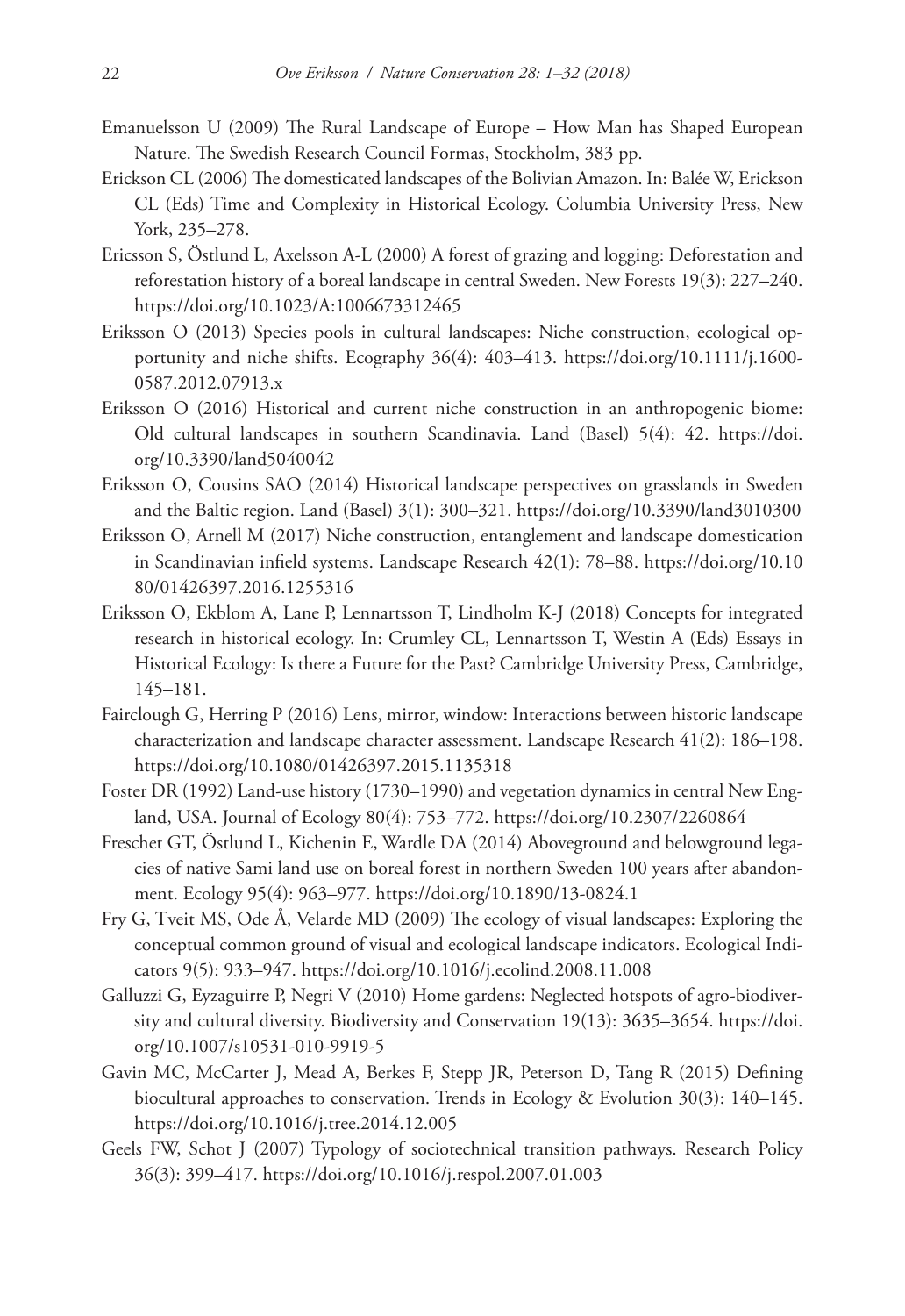Emanuelsson U (2009) The Rural Landscape of Europe – How Man has Shaped European Nature. The Swedish Research Council Formas, Stockholm, 383 pp.

Erickson CL (2006) The domesticated landscapes of the Bolivian Amazon. In: Balée W, Erickson CL (Eds) Time and Complexity in Historical Ecology. Columbia University Press, New York, 235–278.

Ericsson S, Östlund L, Axelsson A-L (2000) A forest of grazing and logging: Deforestation and reforestation history of a boreal landscape in central Sweden. New Forests 19(3): 227–240. https://doi.org/10.1023/A:1006673312465

Eriksson O (2013) Species pools in cultural landscapes: Niche construction, ecological opportunity and niche shifts. Ecography 36(4): 403–413. https://doi.org/10.1111/j.1600-0587.2012.07913.x

Eriksson O (2016) Historical and current niche construction in an anthropogenic biome: Old cultural landscapes in southern Scandinavia. Land (Basel) 5(4): 42. https://doi.org/10.3390/land5040042

Eriksson O, Cousins SAO (2014) Historical landscape perspectives on grasslands in Sweden and the Baltic region. Land (Basel) 3(1): 300–321. https://doi.org/10.3390/land3010300

Eriksson O, Arnell M (2017) Niche construction, entanglement and landscape domestication in Scandinavian infield systems. Landscape Research 42(1): 78–88. https://doi.org/10.1080/01426397.2016.1255316

Eriksson O, Ekblom A, Lane P, Lennartsson T, Lindholm K-J (2018) Concepts for integrated research in historical ecology. In: Crumley CL, Lennartsson T, Westin A (Eds) Essays in Historical Ecology: Is there a Future for the Past? Cambridge University Press, Cambridge, 145–181.

Fairclough G, Herring P (2016) Lens, mirror, window: Interactions between historic landscape characterization and landscape character assessment. Landscape Research 41(2): 186–198. https://doi.org/10.1080/01426397.2015.1135318

Foster DR (1992) Land-use history (1730–1990) and vegetation dynamics in central New England, USA. Journal of Ecology 80(4): 753–772. https://doi.org/10.2307/2260864

Freschet GT, Östlund L, Kichenin E, Wardle DA (2014) Aboveground and belowground legacies of native Sami land use on boreal forest in northern Sweden 100 years after abandonment. Ecology 95(4): 963–977. https://doi.org/10.1890/13-0824.1

Fry G, Tveit MS, Ode Å, Velarde MD (2009) The ecology of visual landscapes: Exploring the conceptual common ground of visual and ecological landscape indicators. Ecological Indicators 9(5): 933–947. https://doi.org/10.1016/j.ecolind.2008.11.008

Galluzzi G, Eyzaguirre P, Negri V (2010) Home gardens: Neglected hotspots of agro-biodiversity and cultural diversity. Biodiversity and Conservation 19(13): 3635–3654. https://doi.org/10.1007/s10531-010-9919-5

Gavin MC, McCarter J, Mead A, Berkes F, Stepp JR, Peterson D, Tang R (2015) Defining biocultural approaches to conservation. Trends in Ecology & Evolution 30(3): 140–145. https://doi.org/10.1016/j.tree.2014.12.005

Geels FW, Schot J (2007) Typology of sociotechnical transition pathways. Research Policy 36(3): 399–417. https://doi.org/10.1016/j.respol.2007.01.003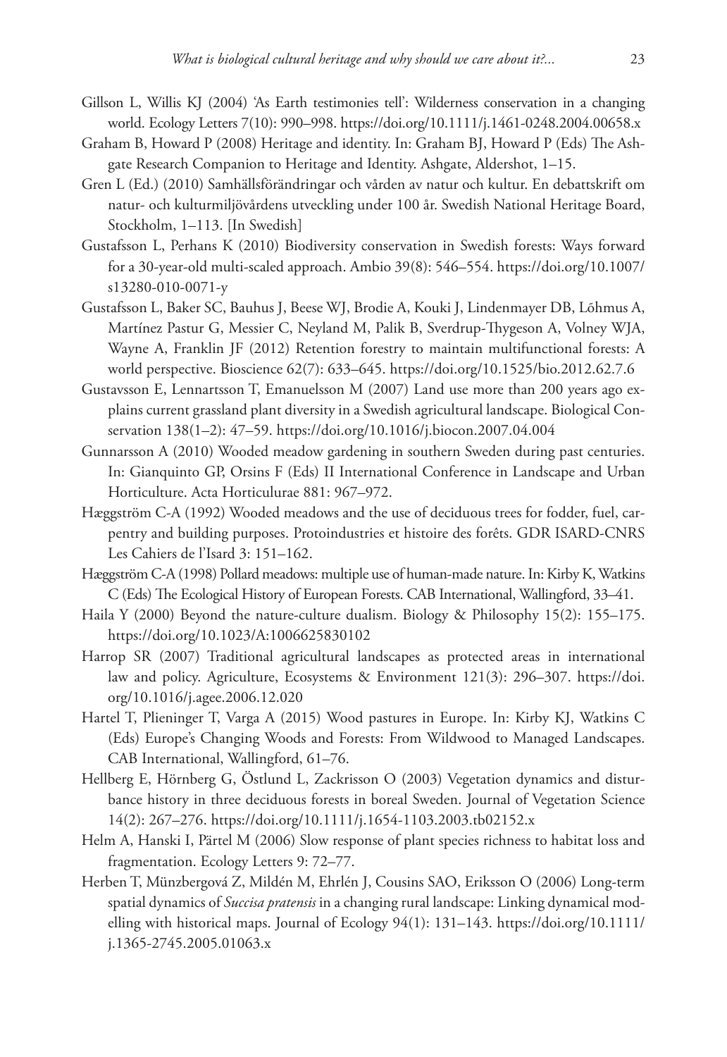Gillson L, Willis KJ (2004) 'As Earth testimonies tell': Wilderness conservation in a changing world. Ecology Letters 7(10): 990–998. https://doi.org/10.1111/j.1461-0248.2004.00658.x

Graham B, Howard P (2008) Heritage and identity. In: Graham BJ, Howard P (Eds) The Ashgate Research Companion to Heritage and Identity. Ashgate, Aldershot, 1–15.

Gren L (Ed.) (2010) Samhällsförändringar och vården av natur och kultur. En debattskrift om natur- och kulturmiljövårdens utveckling under 100 år. Swedish National Heritage Board, Stockholm, 1–113. [In Swedish]

Gustafsson L, Perhans K (2010) Biodiversity conservation in Swedish forests: Ways forward for a 30-year-old multi-scaled approach. Ambio 39(8): 546–554. https://doi.org/10.1007/s13280-010-0071-y

Gustafsson L, Baker SC, Bauhus J, Beese WJ, Brodie A, Kouki J, Lindenmayer DB, Lõhmus A, Martínez Pastur G, Messier C, Neyland M, Palik B, Sverdrup-Thygeson A, Volney WJA, Wayne A, Franklin JF (2012) Retention forestry to maintain multifunctional forests: A world perspective. Bioscience 62(7): 633–645. https://doi.org/10.1525/bio.2012.62.7.6

Gustavsson E, Lennartsson T, Emanuelsson M (2007) Land use more than 200 years ago explains current grassland plant diversity in a Swedish agricultural landscape. Biological Conservation 138(1–2): 47–59. https://doi.org/10.1016/j.biocon.2007.04.004

Gunnarsson A (2010) Wooded meadow gardening in southern Sweden during past centuries. In: Gianquinto GP, Orsins F (Eds) II International Conference in Landscape and Urban Horticulture. Acta Horticulurae 881: 967–972.

Hæggström C-A (1992) Wooded meadows and the use of deciduous trees for fodder, fuel, carpentry and building purposes. Protoindustries et histoire des forêts. GDR ISARD-CNRS Les Cahiers de l'Isard 3: 151–162.

Hæggström C-A (1998) Pollard meadows: multiple use of human-made nature. In: Kirby K, Watkins C (Eds) The Ecological History of European Forests. CAB International, Wallingford, 33–41.

Haila Y (2000) Beyond the nature-culture dualism. Biology & Philosophy 15(2): 155–175. https://doi.org/10.1023/A:1006625830102

Harrop SR (2007) Traditional agricultural landscapes as protected areas in international law and policy. Agriculture, Ecosystems & Environment 121(3): 296–307. https://doi.org/10.1016/j.agee.2006.12.020

Hartel T, Plieninger T, Varga A (2015) Wood pastures in Europe. In: Kirby KJ, Watkins C (Eds) Europe's Changing Woods and Forests: From Wildwood to Managed Landscapes. CAB International, Wallingford, 61–76.

Hellberg E, Hörnberg G, Östlund L, Zackrisson O (2003) Vegetation dynamics and disturbance history in three deciduous forests in boreal Sweden. Journal of Vegetation Science 14(2): 267–276. https://doi.org/10.1111/j.1654-1103.2003.tb02152.x

Helm A, Hanski I, Pärtel M (2006) Slow response of plant species richness to habitat loss and fragmentation. Ecology Letters 9: 72–77.

Herben T, Münzbergová Z, Mildén M, Ehrlén J, Cousins SAO, Eriksson O (2006) Long-term spatial dynamics of *Succisa pratensis* in a changing rural landscape: Linking dynamical modelling with historical maps. Journal of Ecology 94(1): 131–143. https://doi.org/10.1111/j.1365-2745.2005.01063.x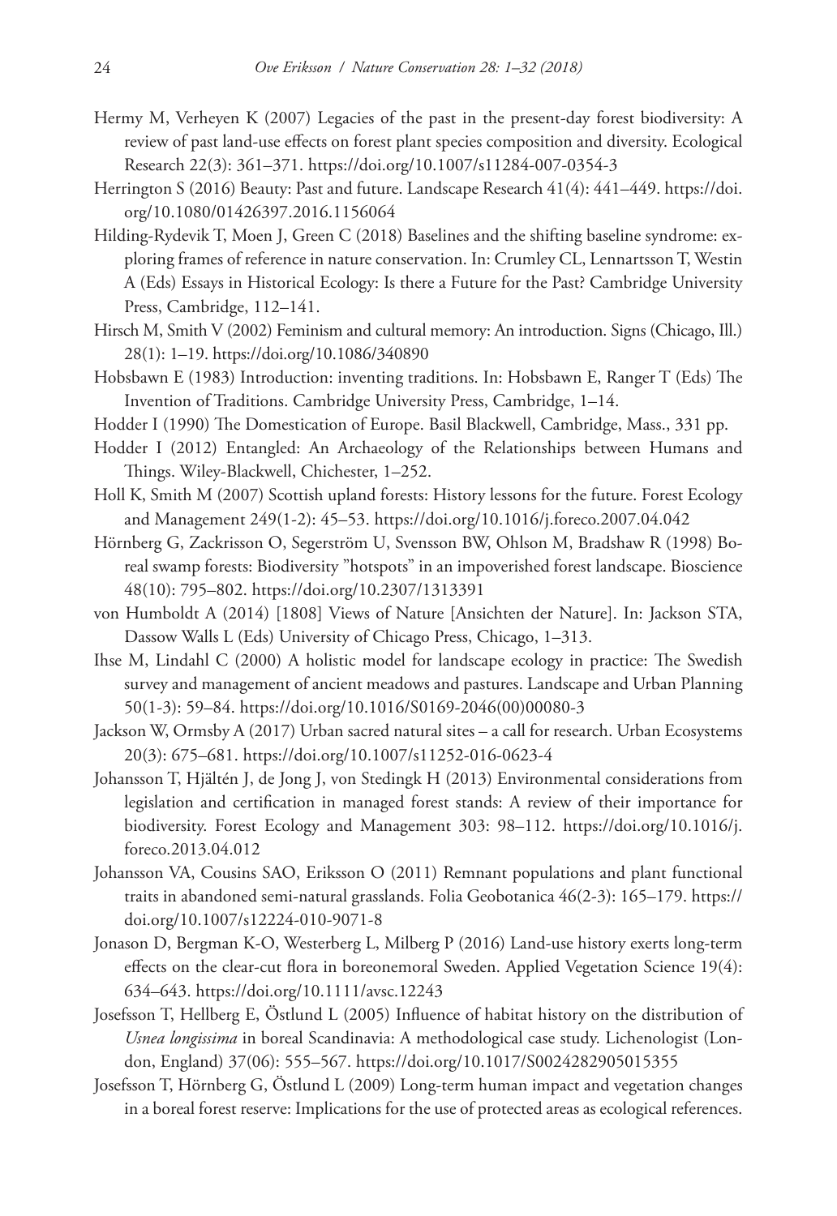Hermy M, Verheyen K (2007) Legacies of the past in the present-day forest biodiversity: A review of past land-use effects on forest plant species composition and diversity. Ecological Research 22(3): 361–371. https://doi.org/10.1007/s11284-007-0354-3

Herrington S (2016) Beauty: Past and future. Landscape Research 41(4): 441–449. https://doi.org/10.1080/01426397.2016.1156064

Hilding-Rydevik T, Moen J, Green C (2018) Baselines and the shifting baseline syndrome: exploring frames of reference in nature conservation. In: Crumley CL, Lennartsson T, Westin A (Eds) Essays in Historical Ecology: Is there a Future for the Past? Cambridge University Press, Cambridge, 112–141.

Hirsch M, Smith V (2002) Feminism and cultural memory: An introduction. Signs (Chicago, Ill.) 28(1): 1–19. https://doi.org/10.1086/340890

Hobsbawn E (1983) Introduction: inventing traditions. In: Hobsbawn E, Ranger T (Eds) The Invention of Traditions. Cambridge University Press, Cambridge, 1–14.

Hodder I (1990) The Domestication of Europe. Basil Blackwell, Cambridge, Mass., 331 pp.

Hodder I (2012) Entangled: An Archaeology of the Relationships between Humans and Things. Wiley-Blackwell, Chichester, 1–252.

Holl K, Smith M (2007) Scottish upland forests: History lessons for the future. Forest Ecology and Management 249(1-2): 45–53. https://doi.org/10.1016/j.foreco.2007.04.042

Hörnberg G, Zackrisson O, Segerström U, Svensson BW, Ohlson M, Bradshaw R (1998) Boreal swamp forests: Biodiversity "hotspots" in an impoverished forest landscape. Bioscience 48(10): 795–802. https://doi.org/10.2307/1313391

von Humboldt A (2014) [1808] Views of Nature [Ansichten der Nature]. In: Jackson STA, Dassow Walls L (Eds) University of Chicago Press, Chicago, 1–313.

Ihse M, Lindahl C (2000) A holistic model for landscape ecology in practice: The Swedish survey and management of ancient meadows and pastures. Landscape and Urban Planning 50(1-3): 59–84. https://doi.org/10.1016/S0169-2046(00)00080-3

Jackson W, Ormsby A (2017) Urban sacred natural sites – a call for research. Urban Ecosystems 20(3): 675–681. https://doi.org/10.1007/s11252-016-0623-4

Johansson T, Hjältén J, de Jong J, von Stedingk H (2013) Environmental considerations from legislation and certification in managed forest stands: A review of their importance for biodiversity. Forest Ecology and Management 303: 98–112. https://doi.org/10.1016/j.foreco.2013.04.012

Johansson VA, Cousins SAO, Eriksson O (2011) Remnant populations and plant functional traits in abandoned semi-natural grasslands. Folia Geobotanica 46(2-3): 165–179. https://doi.org/10.1007/s12224-010-9071-8

Jonason D, Bergman K-O, Westerberg L, Milberg P (2016) Land-use history exerts long-term effects on the clear-cut flora in boreonemoral Sweden. Applied Vegetation Science 19(4): 634–643. https://doi.org/10.1111/avsc.12243

Josefsson T, Hellberg E, Östlund L (2005) Influence of habitat history on the distribution of *Usnea longissima* in boreal Scandinavia: A methodological case study. Lichenologist (London, England) 37(06): 555–567. https://doi.org/10.1017/S0024282905015355

Josefsson T, Hörnberg G, Östlund L (2009) Long-term human impact and vegetation changes in a boreal forest reserve: Implications for the use of protected areas as ecological references.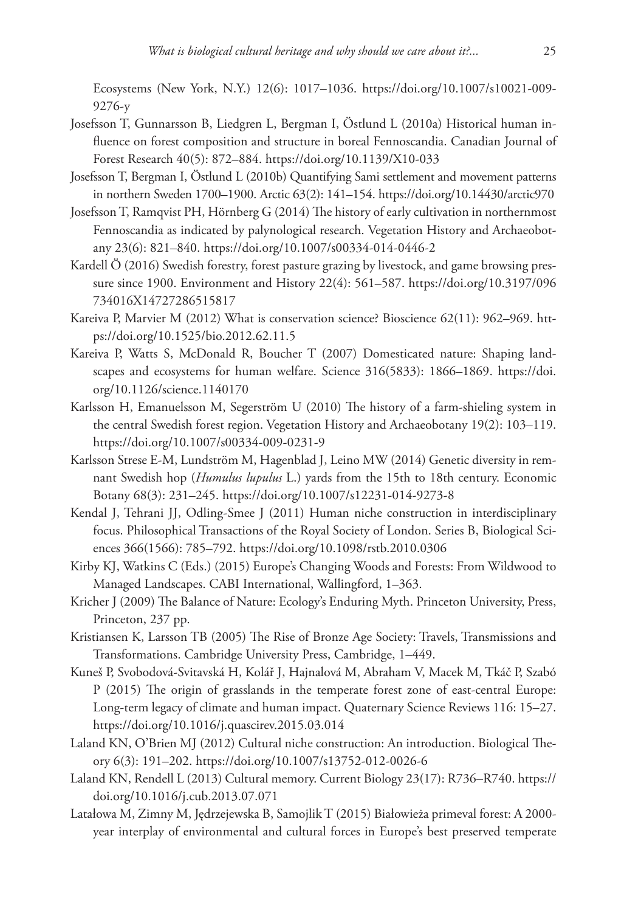Ecosystems (New York, N.Y.) 12(6): 1017–1036. https://doi.org/10.1007/s10021-009-9276-y

Josefsson T, Gunnarsson B, Liedgren L, Bergman I, Östlund L (2010a) Historical human influence on forest composition and structure in boreal Fennoscandia. Canadian Journal of Forest Research 40(5): 872–884. https://doi.org/10.1139/X10-033

Josefsson T, Bergman I, Östlund L (2010b) Quantifying Sami settlement and movement patterns in northern Sweden 1700–1900. Arctic 63(2): 141–154. https://doi.org/10.14430/arctic970

Josefsson T, Ramqvist PH, Hörnberg G (2014) The history of early cultivation in northernmost Fennoscandia as indicated by palynological research. Vegetation History and Archaeobotany 23(6): 821–840. https://doi.org/10.1007/s00334-014-0446-2

Kardell Ö (2016) Swedish forestry, forest pasture grazing by livestock, and game browsing pressure since 1900. Environment and History 22(4): 561–587. https://doi.org/10.3197/096734016X14727286515817

Kareiva P, Marvier M (2012) What is conservation science? Bioscience 62(11): 962–969. https://doi.org/10.1525/bio.2012.62.11.5

Kareiva P, Watts S, McDonald R, Boucher T (2007) Domesticated nature: Shaping landscapes and ecosystems for human welfare. Science 316(5833): 1866–1869. https://doi.org/10.1126/science.1140170

Karlsson H, Emanuelsson M, Segerström U (2010) The history of a farm-shieling system in the central Swedish forest region. Vegetation History and Archaeobotany 19(2): 103–119. https://doi.org/10.1007/s00334-009-0231-9

Karlsson Strese E-M, Lundström M, Hagenblad J, Leino MW (2014) Genetic diversity in remnant Swedish hop (*Humulus lupulus* L.) yards from the 15th to 18th century. Economic Botany 68(3): 231–245. https://doi.org/10.1007/s12231-014-9273-8

Kendal J, Tehrani JJ, Odling-Smee J (2011) Human niche construction in interdisciplinary focus. Philosophical Transactions of the Royal Society of London. Series B, Biological Sciences 366(1566): 785–792. https://doi.org/10.1098/rstb.2010.0306

Kirby KJ, Watkins C (Eds.) (2015) Europe's Changing Woods and Forests: From Wildwood to Managed Landscapes. CABI International, Wallingford, 1–363.

Kricher J (2009) The Balance of Nature: Ecology's Enduring Myth. Princeton University, Press, Princeton, 237 pp.

Kristiansen K, Larsson TB (2005) The Rise of Bronze Age Society: Travels, Transmissions and Transformations. Cambridge University Press, Cambridge, 1–449.

Kuneš P, Svobodová-Svitavská H, Kolář J, Hajnalová M, Abraham V, Macek M, Tkáč P, Szabó P (2015) The origin of grasslands in the temperate forest zone of east-central Europe: Long-term legacy of climate and human impact. Quaternary Science Reviews 116: 15–27. https://doi.org/10.1016/j.quascirev.2015.03.014

Laland KN, O'Brien MJ (2012) Cultural niche construction: An introduction. Biological Theory 6(3): 191–202. https://doi.org/10.1007/s13752-012-0026-6

Laland KN, Rendell L (2013) Cultural memory. Current Biology 23(17): R736–R740. https://doi.org/10.1016/j.cub.2013.07.071

Latałowa M, Zimny M, Jędrzejewska B, Samojlik T (2015) Białowieża primeval forest: A 2000-year interplay of environmental and cultural forces in Europe's best preserved temperate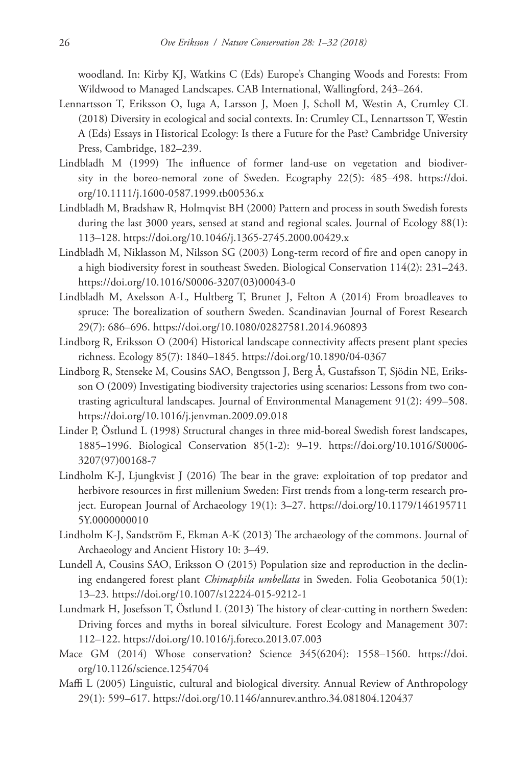woodland. In: Kirby KJ, Watkins C (Eds) Europe's Changing Woods and Forests: From Wildwood to Managed Landscapes. CAB International, Wallingford, 243–264.

Lennartsson T, Eriksson O, Iuga A, Larsson J, Moen J, Scholl M, Westin A, Crumley CL (2018) Diversity in ecological and social contexts. In: Crumley CL, Lennartsson T, Westin A (Eds) Essays in Historical Ecology: Is there a Future for the Past? Cambridge University Press, Cambridge, 182–239.

Lindbladh M (1999) The influence of former land-use on vegetation and biodiversity in the boreo-nemoral zone of Sweden. Ecography 22(5): 485–498. https://doi.org/10.1111/j.1600-0587.1999.tb00536.x

Lindbladh M, Bradshaw R, Holmqvist BH (2000) Pattern and process in south Swedish forests during the last 3000 years, sensed at stand and regional scales. Journal of Ecology 88(1): 113–128. https://doi.org/10.1046/j.1365-2745.2000.00429.x

Lindbladh M, Niklasson M, Nilsson SG (2003) Long-term record of fire and open canopy in a high biodiversity forest in southeast Sweden. Biological Conservation 114(2): 231–243. https://doi.org/10.1016/S0006-3207(03)00043-0

Lindbladh M, Axelsson A-L, Hultberg T, Brunet J, Felton A (2014) From broadleaves to spruce: The borealization of southern Sweden. Scandinavian Journal of Forest Research 29(7): 686–696. https://doi.org/10.1080/02827581.2014.960893

Lindborg R, Eriksson O (2004) Historical landscape connectivity affects present plant species richness. Ecology 85(7): 1840–1845. https://doi.org/10.1890/04-0367

Lindborg R, Stenseke M, Cousins SAO, Bengtsson J, Berg Å, Gustafsson T, Sjödin NE, Eriksson O (2009) Investigating biodiversity trajectories using scenarios: Lessons from two contrasting agricultural landscapes. Journal of Environmental Management 91(2): 499–508. https://doi.org/10.1016/j.jenvman.2009.09.018

Linder P, Östlund L (1998) Structural changes in three mid-boreal Swedish forest landscapes, 1885–1996. Biological Conservation 85(1-2): 9–19. https://doi.org/10.1016/S0006-3207(97)00168-7

Lindholm K-J, Ljungkvist J (2016) The bear in the grave: exploitation of top predator and herbivore resources in first millenium Sweden: First trends from a long-term research project. European Journal of Archaeology 19(1): 3–27. https://doi.org/10.1179/1461957115Y.0000000010

Lindholm K-J, Sandström E, Ekman A-K (2013) The archaeology of the commons. Journal of Archaeology and Ancient History 10: 3–49.

Lundell A, Cousins SAO, Eriksson O (2015) Population size and reproduction in the declining endangered forest plant *Chimaphila umbellata* in Sweden. Folia Geobotanica 50(1): 13–23. https://doi.org/10.1007/s12224-015-9212-1

Lundmark H, Josefsson T, Östlund L (2013) The history of clear-cutting in northern Sweden: Driving forces and myths in boreal silviculture. Forest Ecology and Management 307: 112–122. https://doi.org/10.1016/j.foreco.2013.07.003

Mace GM (2014) Whose conservation? Science 345(6204): 1558–1560. https://doi.org/10.1126/science.1254704

Maffi L (2005) Linguistic, cultural and biological diversity. Annual Review of Anthropology 29(1): 599–617. https://doi.org/10.1146/annurev.anthro.34.081804.120437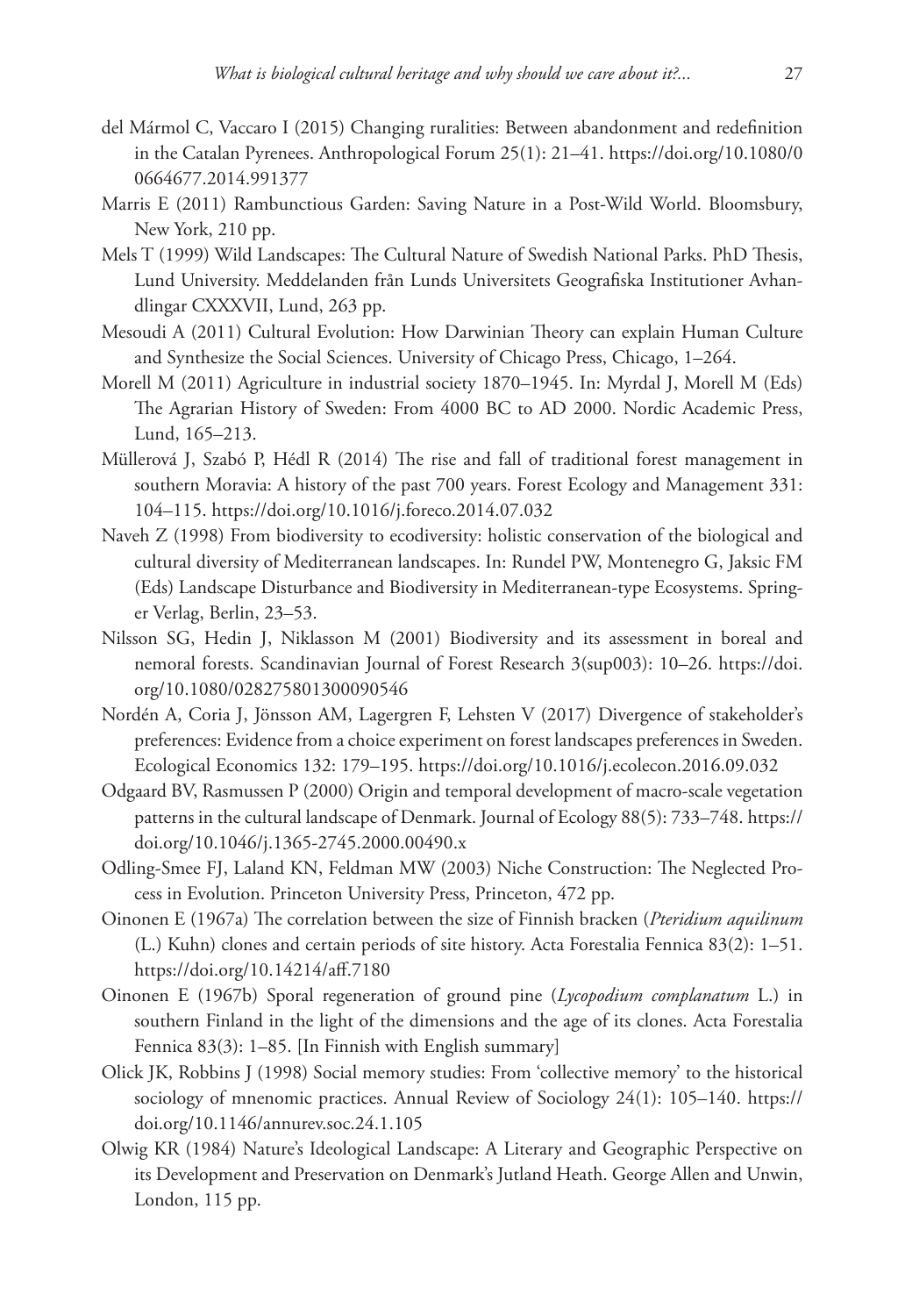del Mármol C, Vaccaro I (2015) Changing ruralities: Between abandonment and redefinition in the Catalan Pyrenees. Anthropological Forum 25(1): 21–41. https://doi.org/10.1080/00664677.2014.991377

Marris E (2011) Rambunctious Garden: Saving Nature in a Post-Wild World. Bloomsbury, New York, 210 pp.

Mels T (1999) Wild Landscapes: The Cultural Nature of Swedish National Parks. PhD Thesis, Lund University. Meddelanden från Lunds Universitets Geografiska Institutioner Avhandlingar CXXXVII, Lund, 263 pp.

Mesoudi A (2011) Cultural Evolution: How Darwinian Theory can explain Human Culture and Synthesize the Social Sciences. University of Chicago Press, Chicago, 1–264.

Morell M (2011) Agriculture in industrial society 1870–1945. In: Myrdal J, Morell M (Eds) The Agrarian History of Sweden: From 4000 BC to AD 2000. Nordic Academic Press, Lund, 165–213.

Müllerová J, Szabó P, Hédl R (2014) The rise and fall of traditional forest management in southern Moravia: A history of the past 700 years. Forest Ecology and Management 331: 104–115. https://doi.org/10.1016/j.foreco.2014.07.032

Naveh Z (1998) From biodiversity to ecodiversity: holistic conservation of the biological and cultural diversity of Mediterranean landscapes. In: Rundel PW, Montenegro G, Jaksic FM (Eds) Landscape Disturbance and Biodiversity in Mediterranean-type Ecosystems. Springer Verlag, Berlin, 23–53.

Nilsson SG, Hedin J, Niklasson M (2001) Biodiversity and its assessment in boreal and nemoral forests. Scandinavian Journal of Forest Research 3(sup003): 10–26. https://doi.org/10.1080/028275801300090546

Nordén A, Coria J, Jönsson AM, Lagergren F, Lehsten V (2017) Divergence of stakeholder's preferences: Evidence from a choice experiment on forest landscapes preferences in Sweden. Ecological Economics 132: 179–195. https://doi.org/10.1016/j.ecolecon.2016.09.032

Odgaard BV, Rasmussen P (2000) Origin and temporal development of macro-scale vegetation patterns in the cultural landscape of Denmark. Journal of Ecology 88(5): 733–748. https://doi.org/10.1046/j.1365-2745.2000.00490.x

Odling-Smee FJ, Laland KN, Feldman MW (2003) Niche Construction: The Neglected Process in Evolution. Princeton University Press, Princeton, 472 pp.

Oinonen E (1967a) The correlation between the size of Finnish bracken (*Pteridium aquilinum* (L.) Kuhn) clones and certain periods of site history. Acta Forestalia Fennica 83(2): 1–51. https://doi.org/10.14214/aff.7180

Oinonen E (1967b) Sporal regeneration of ground pine (*Lycopodium complanatum* L.) in southern Finland in the light of the dimensions and the age of its clones. Acta Forestalia Fennica 83(3): 1–85. [In Finnish with English summary]

Olick JK, Robbins J (1998) Social memory studies: From 'collective memory' to the historical sociology of mnenomic practices. Annual Review of Sociology 24(1): 105–140. https://doi.org/10.1146/annurev.soc.24.1.105

Olwig KR (1984) Nature's Ideological Landscape: A Literary and Geographic Perspective on its Development and Preservation on Denmark's Jutland Heath. George Allen and Unwin, London, 115 pp.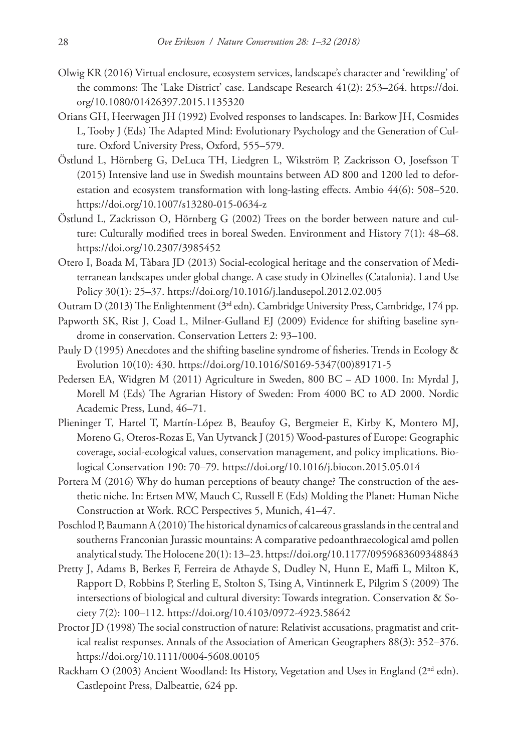Olwig KR (2016) Virtual enclosure, ecosystem services, landscape's character and 'rewilding' of the commons: The 'Lake District' case. Landscape Research 41(2): 253–264. https://doi.org/10.1080/01426397.2015.1135320

Orians GH, Heerwagen JH (1992) Evolved responses to landscapes. In: Barkow JH, Cosmides L, Tooby J (Eds) The Adapted Mind: Evolutionary Psychology and the Generation of Culture. Oxford University Press, Oxford, 555–579.

Östlund L, Hörnberg G, DeLuca TH, Liedgren L, Wikström P, Zackrisson O, Josefsson T (2015) Intensive land use in Swedish mountains between AD 800 and 1200 led to deforestation and ecosystem transformation with long-lasting effects. Ambio 44(6): 508–520. https://doi.org/10.1007/s13280-015-0634-z

Östlund L, Zackrisson O, Hörnberg G (2002) Trees on the border between nature and culture: Culturally modified trees in boreal Sweden. Environment and History 7(1): 48–68. https://doi.org/10.2307/3985452

Otero I, Boada M, Tàbara JD (2013) Social-ecological heritage and the conservation of Mediterranean landscapes under global change. A case study in Olzinelles (Catalonia). Land Use Policy 30(1): 25–37. https://doi.org/10.1016/j.landusepol.2012.02.005

Outram D (2013) The Enlightenment (3rd edn). Cambridge University Press, Cambridge, 174 pp.

Papworth SK, Rist J, Coad L, Milner-Gulland EJ (2009) Evidence for shifting baseline syndrome in conservation. Conservation Letters 2: 93–100.

Pauly D (1995) Anecdotes and the shifting baseline syndrome of fisheries. Trends in Ecology & Evolution 10(10): 430. https://doi.org/10.1016/S0169-5347(00)89171-5

Pedersen EA, Widgren M (2011) Agriculture in Sweden, 800 BC – AD 1000. In: Myrdal J, Morell M (Eds) The Agrarian History of Sweden: From 4000 BC to AD 2000. Nordic Academic Press, Lund, 46–71.

Plieninger T, Hartel T, Martín-López B, Beaufoy G, Bergmeier E, Kirby K, Montero MJ, Moreno G, Oteros-Rozas E, Van Uytvanck J (2015) Wood-pastures of Europe: Geographic coverage, social-ecological values, conservation management, and policy implications. Biological Conservation 190: 70–79. https://doi.org/10.1016/j.biocon.2015.05.014

Portera M (2016) Why do human perceptions of beauty change? The construction of the aesthetic niche. In: Ertsen MW, Mauch C, Russell E (Eds) Molding the Planet: Human Niche Construction at Work. RCC Perspectives 5, Munich, 41–47.

Poschlod P, Baumann A (2010) The historical dynamics of calcareous grasslands in the central and southerns Franconian Jurassic mountains: A comparative pedoanthraecological amd pollen analytical study. The Holocene 20(1): 13–23. https://doi.org/10.1177/0959683609348843

Pretty J, Adams B, Berkes F, Ferreira de Athayde S, Dudley N, Hunn E, Maffi L, Milton K, Rapport D, Robbins P, Sterling E, Stolton S, Tsing A, Vintinnerk E, Pilgrim S (2009) The intersections of biological and cultural diversity: Towards integration. Conservation & Society 7(2): 100–112. https://doi.org/10.4103/0972-4923.58642

Proctor JD (1998) The social construction of nature: Relativist accusations, pragmatist and critical realist responses. Annals of the Association of American Geographers 88(3): 352–376. https://doi.org/10.1111/0004-5608.00105

Rackham O (2003) Ancient Woodland: Its History, Vegetation and Uses in England (2nd edn). Castlepoint Press, Dalbeattie, 624 pp.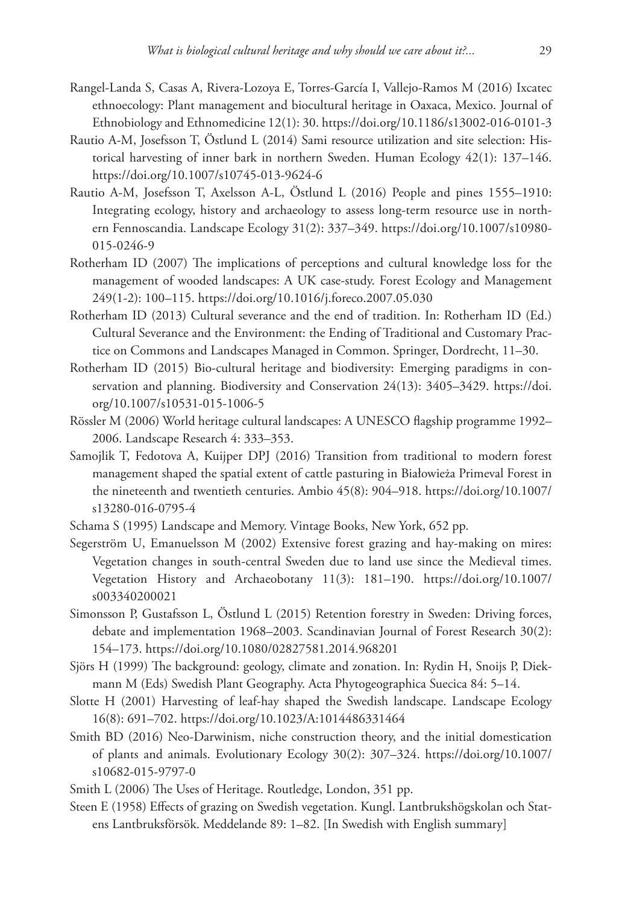Rangel-Landa S, Casas A, Rivera-Lozoya E, Torres-García I, Vallejo-Ramos M (2016) Ixcatec ethnoecology: Plant management and biocultural heritage in Oaxaca, Mexico. Journal of Ethnobiology and Ethnomedicine 12(1): 30. https://doi.org/10.1186/s13002-016-0101-3

Rautio A-M, Josefsson T, Östlund L (2014) Sami resource utilization and site selection: Historical harvesting of inner bark in northern Sweden. Human Ecology 42(1): 137–146. https://doi.org/10.1007/s10745-013-9624-6

Rautio A-M, Josefsson T, Axelsson A-L, Östlund L (2016) People and pines 1555–1910: Integrating ecology, history and archaeology to assess long-term resource use in northern Fennoscandia. Landscape Ecology 31(2): 337–349. https://doi.org/10.1007/s10980-015-0246-9

Rotherham ID (2007) The implications of perceptions and cultural knowledge loss for the management of wooded landscapes: A UK case-study. Forest Ecology and Management 249(1-2): 100–115. https://doi.org/10.1016/j.foreco.2007.05.030

Rotherham ID (2013) Cultural severance and the end of tradition. In: Rotherham ID (Ed.) Cultural Severance and the Environment: the Ending of Traditional and Customary Practice on Commons and Landscapes Managed in Common. Springer, Dordrecht, 11–30.

Rotherham ID (2015) Bio-cultural heritage and biodiversity: Emerging paradigms in conservation and planning. Biodiversity and Conservation 24(13): 3405–3429. https://doi.org/10.1007/s10531-015-1006-5

Rössler M (2006) World heritage cultural landscapes: A UNESCO flagship programme 1992–2006. Landscape Research 4: 333–353.

Samojlik T, Fedotova A, Kuijper DPJ (2016) Transition from traditional to modern forest management shaped the spatial extent of cattle pasturing in Białowieża Primeval Forest in the nineteenth and twentieth centuries. Ambio 45(8): 904–918. https://doi.org/10.1007/s13280-016-0795-4

Schama S (1995) Landscape and Memory. Vintage Books, New York, 652 pp.

Segerström U, Emanuelsson M (2002) Extensive forest grazing and hay-making on mires: Vegetation changes in south-central Sweden due to land use since the Medieval times. Vegetation History and Archaeobotany 11(3): 181–190. https://doi.org/10.1007/s003340200021

Simonsson P, Gustafsson L, Östlund L (2015) Retention forestry in Sweden: Driving forces, debate and implementation 1968–2003. Scandinavian Journal of Forest Research 30(2): 154–173. https://doi.org/10.1080/02827581.2014.968201

Sjörs H (1999) The background: geology, climate and zonation. In: Rydin H, Snoijs P, Diekmann M (Eds) Swedish Plant Geography. Acta Phytogeographica Suecica 84: 5–14.

Slotte H (2001) Harvesting of leaf-hay shaped the Swedish landscape. Landscape Ecology 16(8): 691–702. https://doi.org/10.1023/A:1014486331464

Smith BD (2016) Neo-Darwinism, niche construction theory, and the initial domestication of plants and animals. Evolutionary Ecology 30(2): 307–324. https://doi.org/10.1007/s10682-015-9797-0

Smith L (2006) The Uses of Heritage. Routledge, London, 351 pp.

Steen E (1958) Effects of grazing on Swedish vegetation. Kungl. Lantbrukshögskolan och Statens Lantbruksförsök. Meddelande 89: 1–82. [In Swedish with English summary]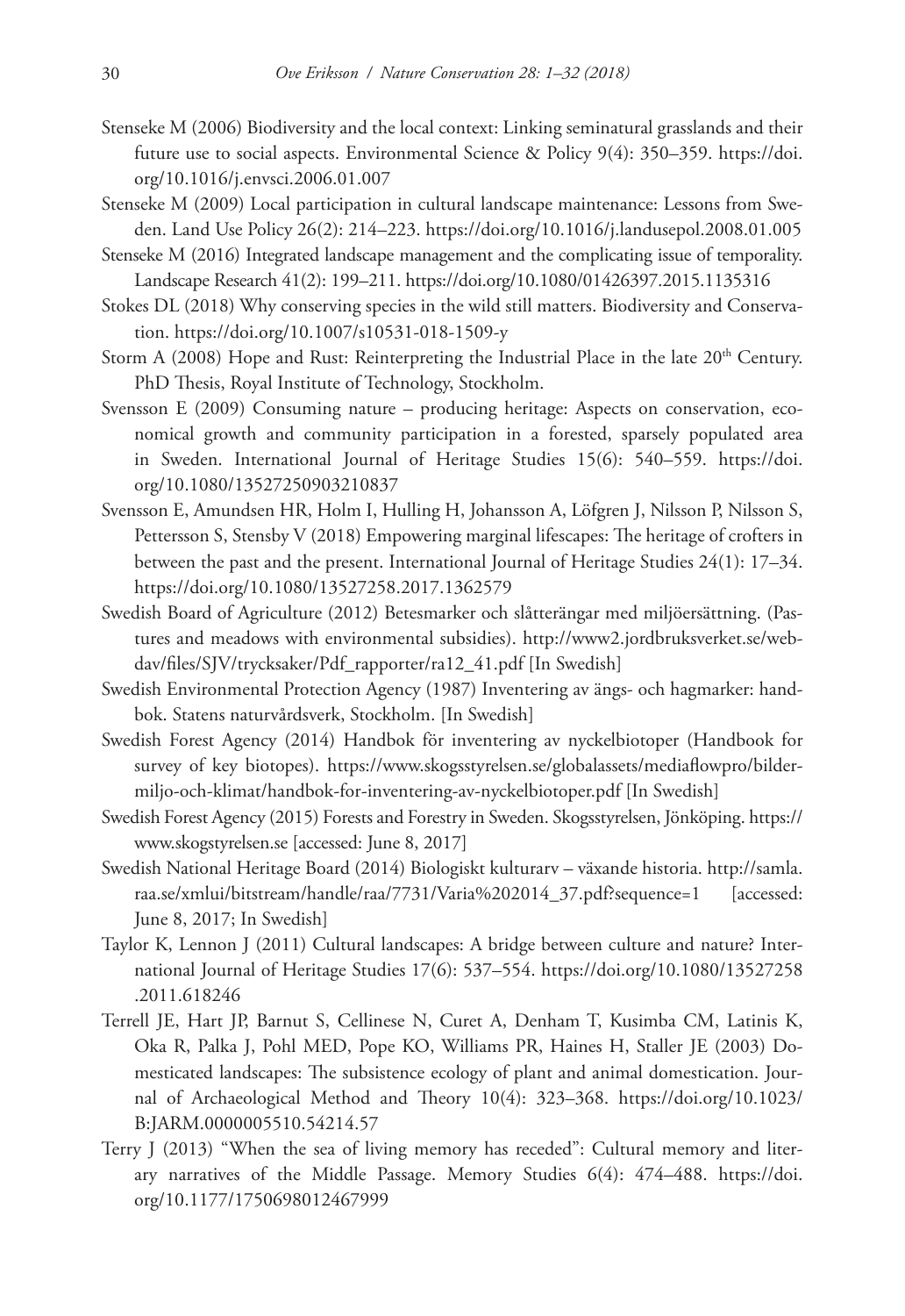Stenseke M (2006) Biodiversity and the local context: Linking seminatural grasslands and their future use to social aspects. Environmental Science & Policy 9(4): 350–359. https://doi.org/10.1016/j.envsci.2006.01.007

Stenseke M (2009) Local participation in cultural landscape maintenance: Lessons from Sweden. Land Use Policy 26(2): 214–223. https://doi.org/10.1016/j.landusepol.2008.01.005

Stenseke M (2016) Integrated landscape management and the complicating issue of temporality. Landscape Research 41(2): 199–211. https://doi.org/10.1080/01426397.2015.1135316

Stokes DL (2018) Why conserving species in the wild still matters. Biodiversity and Conservation. https://doi.org/10.1007/s10531-018-1509-y

Storm A (2008) Hope and Rust: Reinterpreting the Industrial Place in the late 20th Century. PhD Thesis, Royal Institute of Technology, Stockholm.

Svensson E (2009) Consuming nature – producing heritage: Aspects on conservation, economical growth and community participation in a forested, sparsely populated area in Sweden. International Journal of Heritage Studies 15(6): 540–559. https://doi.org/10.1080/13527250903210837

Svensson E, Amundsen HR, Holm I, Hulling H, Johansson A, Löfgren J, Nilsson P, Nilsson S, Pettersson S, Stensby V (2018) Empowering marginal lifescapes: The heritage of crofters in between the past and the present. International Journal of Heritage Studies 24(1): 17–34. https://doi.org/10.1080/13527258.2017.1362579

Swedish Board of Agriculture (2012) Betesmarker och slåtterängar med miljöersättning. (Pastures and meadows with environmental subsidies). http://www2.jordbruksverket.se/webdav/files/SJV/trycksaker/Pdf_rapporter/ra12_41.pdf [In Swedish]

Swedish Environmental Protection Agency (1987) Inventering av ängs- och hagmarker: handbok. Statens naturvårdsverk, Stockholm. [In Swedish]

Swedish Forest Agency (2014) Handbok för inventering av nyckelbiotoper (Handbook for survey of key biotopes). https://www.skogsstyrelsen.se/globalassets/mediaflowpro/bilder-miljo-och-klimat/handbok-for-inventering-av-nyckelbiotoper.pdf [In Swedish]

Swedish Forest Agency (2015) Forests and Forestry in Sweden. Skogsstyrelsen, Jönköping. https://www.skogstyrelsen.se [accessed: June 8, 2017]

Swedish National Heritage Board (2014) Biologiskt kulturarv – växande historia. http://samla.raa.se/xmlui/bitstream/handle/raa/7731/Varia%202014_37.pdf?sequence=1 [accessed: June 8, 2017; In Swedish]

Taylor K, Lennon J (2011) Cultural landscapes: A bridge between culture and nature? International Journal of Heritage Studies 17(6): 537–554. https://doi.org/10.1080/13527258.2011.618246

Terrell JE, Hart JP, Barnut S, Cellinese N, Curet A, Denham T, Kusimba CM, Latinis K, Oka R, Palka J, Pohl MED, Pope KO, Williams PR, Haines H, Staller JE (2003) Domesticated landscapes: The subsistence ecology of plant and animal domestication. Journal of Archaeological Method and Theory 10(4): 323–368. https://doi.org/10.1023/B:JARM.0000005510.54214.57

Terry J (2013) "When the sea of living memory has receded": Cultural memory and literary narratives of the Middle Passage. Memory Studies 6(4): 474–488. https://doi.org/10.1177/1750698012467999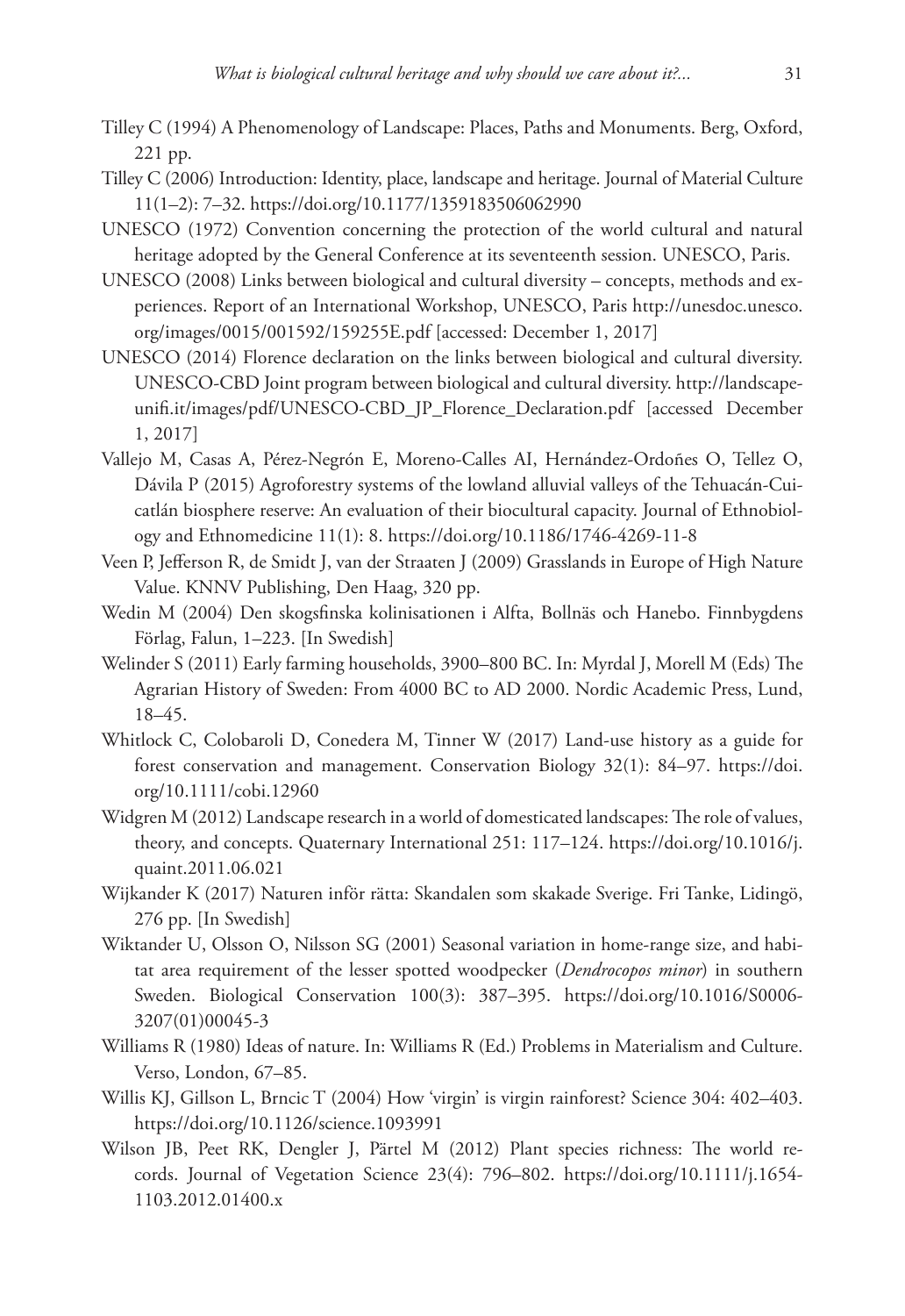Tilley C (1994) A Phenomenology of Landscape: Places, Paths and Monuments. Berg, Oxford, 221 pp.

Tilley C (2006) Introduction: Identity, place, landscape and heritage. Journal of Material Culture 11(1–2): 7–32. https://doi.org/10.1177/1359183506062990

UNESCO (1972) Convention concerning the protection of the world cultural and natural heritage adopted by the General Conference at its seventeenth session. UNESCO, Paris.

UNESCO (2008) Links between biological and cultural diversity – concepts, methods and experiences. Report of an International Workshop, UNESCO, Paris http://unesdoc.unesco.org/images/0015/001592/159255E.pdf [accessed: December 1, 2017]

UNESCO (2014) Florence declaration on the links between biological and cultural diversity. UNESCO-CBD Joint program between biological and cultural diversity. http://landscape-unifi.it/images/pdf/UNESCO-CBD_JP_Florence_Declaration.pdf [accessed December 1, 2017]

Vallejo M, Casas A, Pérez-Negrón E, Moreno-Calles AI, Hernández-Ordoñes O, Tellez O, Dávila P (2015) Agroforestry systems of the lowland alluvial valleys of the Tehuacán-Cuicatlán biosphere reserve: An evaluation of their biocultural capacity. Journal of Ethnobiology and Ethnomedicine 11(1): 8. https://doi.org/10.1186/1746-4269-11-8

Veen P, Jefferson R, de Smidt J, van der Straaten J (2009) Grasslands in Europe of High Nature Value. KNNV Publishing, Den Haag, 320 pp.

Wedin M (2004) Den skogsfinska kolinisationen i Alfta, Bollnäs och Hanebo. Finnbygdens Förlag, Falun, 1–223. [In Swedish]

Welinder S (2011) Early farming households, 3900–800 BC. In: Myrdal J, Morell M (Eds) The Agrarian History of Sweden: From 4000 BC to AD 2000. Nordic Academic Press, Lund, 18–45.

Whitlock C, Colobaroli D, Conedera M, Tinner W (2017) Land-use history as a guide for forest conservation and management. Conservation Biology 32(1): 84–97. https://doi.org/10.1111/cobi.12960

Widgren M (2012) Landscape research in a world of domesticated landscapes: The role of values, theory, and concepts. Quaternary International 251: 117–124. https://doi.org/10.1016/j.quaint.2011.06.021

Wijkander K (2017) Naturen inför rätta: Skandalen som skakade Sverige. Fri Tanke, Lidingö, 276 pp. [In Swedish]

Wiktander U, Olsson O, Nilsson SG (2001) Seasonal variation in home-range size, and habitat area requirement of the lesser spotted woodpecker (*Dendrocopos minor*) in southern Sweden. Biological Conservation 100(3): 387–395. https://doi.org/10.1016/S0006-3207(01)00045-3

Williams R (1980) Ideas of nature. In: Williams R (Ed.) Problems in Materialism and Culture. Verso, London, 67–85.

Willis KJ, Gillson L, Brncic T (2004) How 'virgin' is virgin rainforest? Science 304: 402–403. https://doi.org/10.1126/science.1093991

Wilson JB, Peet RK, Dengler J, Pärtel M (2012) Plant species richness: The world records. Journal of Vegetation Science 23(4): 796–802. https://doi.org/10.1111/j.1654-1103.2012.01400.x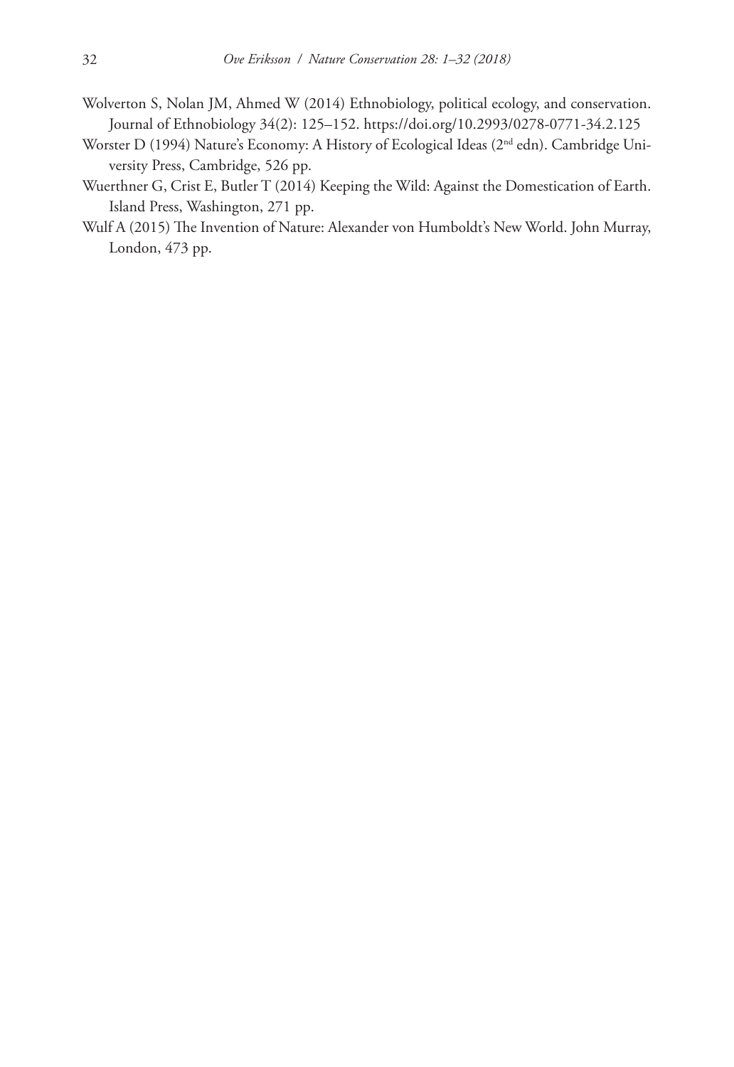Wolverton S, Nolan JM, Ahmed W (2014) Ethnobiology, political ecology, and conservation. Journal of Ethnobiology 34(2): 125–152. https://doi.org/10.2993/0278-0771-34.2.125

Worster D (1994) Nature's Economy: A History of Ecological Ideas (2nd edn). Cambridge University Press, Cambridge, 526 pp.

Wuerthner G, Crist E, Butler T (2014) Keeping the Wild: Against the Domestication of Earth. Island Press, Washington, 271 pp.

Wulf A (2015) The Invention of Nature: Alexander von Humboldt's New World. John Murray, London, 473 pp.